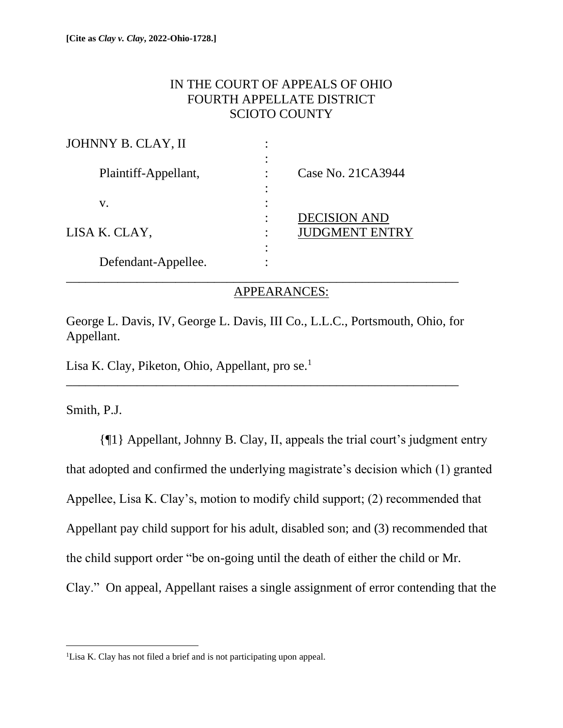**[Cite as *Clay v. Clay*, 2022-Ohio-1728.]**

IN THE COURT OF APPEALS OF OHIO
FOURTH APPELLATE DISTRICT
SCIOTO COUNTY

| | | |
|---|---|---|
| JOHNNY B. CLAY, II | : | |
| Plaintiff-Appellant, | : | Case No. 21CA3944 |
| v. | : | |
| LISA K. CLAY, | : | DECISION AND JUDGMENT ENTRY |
| Defendant-Appellee. | : | |

APPEARANCES:

George L. Davis, IV, George L. Davis, III Co., L.L.C., Portsmouth, Ohio, for Appellant.

Lisa K. Clay, Piketon, Ohio, Appellant, pro se.[1]

Smith, P.J.

{¶1} Appellant, Johnny B. Clay, II, appeals the trial court's judgment entry that adopted and confirmed the underlying magistrate's decision which (1) granted Appellee, Lisa K. Clay's, motion to modify child support; (2) recommended that Appellant pay child support for his adult, disabled son; and (3) recommended that the child support order "be on-going until the death of either the child or Mr. Clay." On appeal, Appellant raises a single assignment of error contending that the

[1] Lisa K. Clay has not filed a brief and is not participating upon appeal.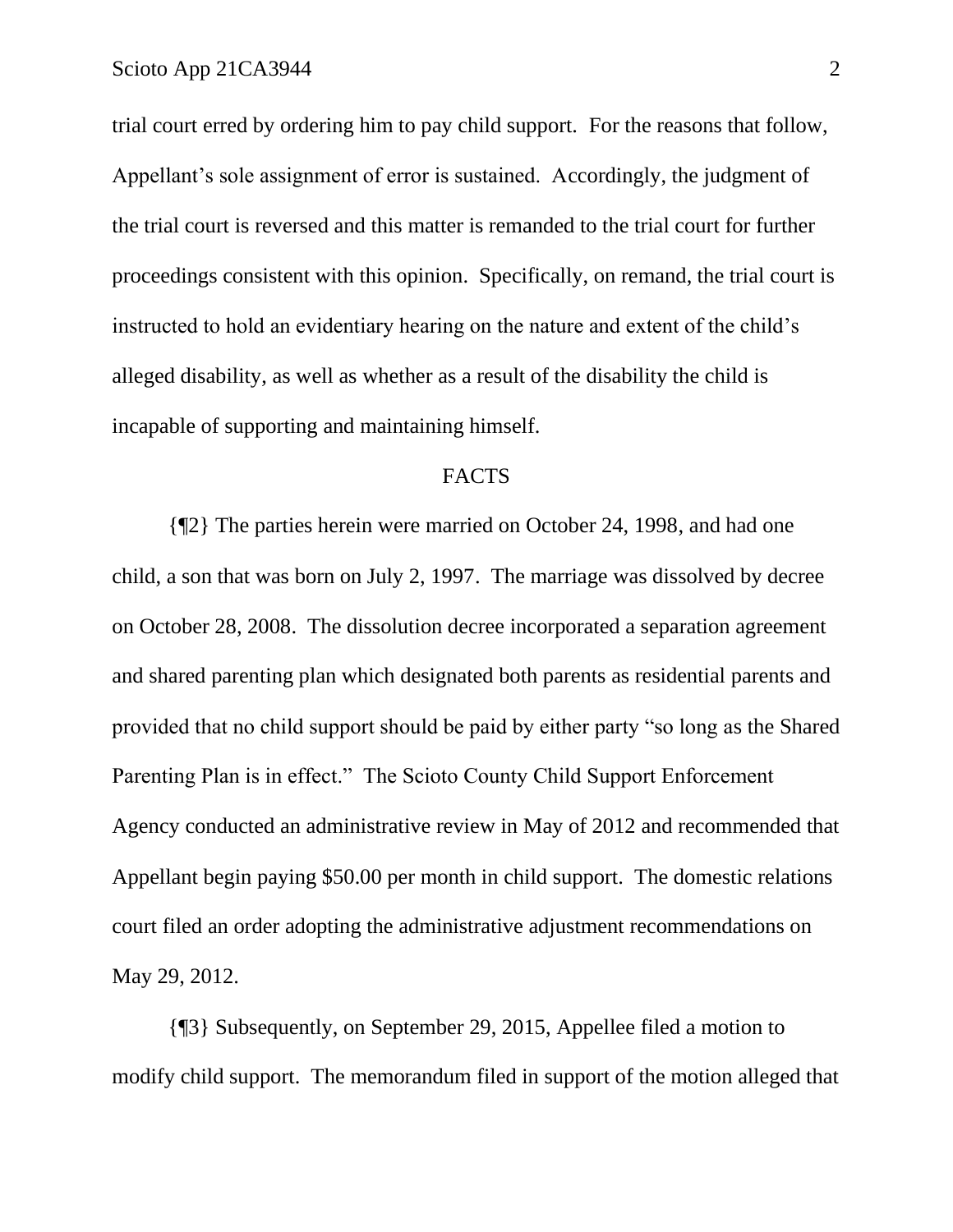trial court erred by ordering him to pay child support. For the reasons that follow, Appellant's sole assignment of error is sustained. Accordingly, the judgment of the trial court is reversed and this matter is remanded to the trial court for further proceedings consistent with this opinion. Specifically, on remand, the trial court is instructed to hold an evidentiary hearing on the nature and extent of the child's alleged disability, as well as whether as a result of the disability the child is incapable of supporting and maintaining himself.

FACTS

{¶2} The parties herein were married on October 24, 1998, and had one child, a son that was born on July 2, 1997. The marriage was dissolved by decree on October 28, 2008. The dissolution decree incorporated a separation agreement and shared parenting plan which designated both parents as residential parents and provided that no child support should be paid by either party "so long as the Shared Parenting Plan is in effect." The Scioto County Child Support Enforcement Agency conducted an administrative review in May of 2012 and recommended that Appellant begin paying $50.00 per month in child support. The domestic relations court filed an order adopting the administrative adjustment recommendations on May 29, 2012.

{¶3} Subsequently, on September 29, 2015, Appellee filed a motion to modify child support. The memorandum filed in support of the motion alleged that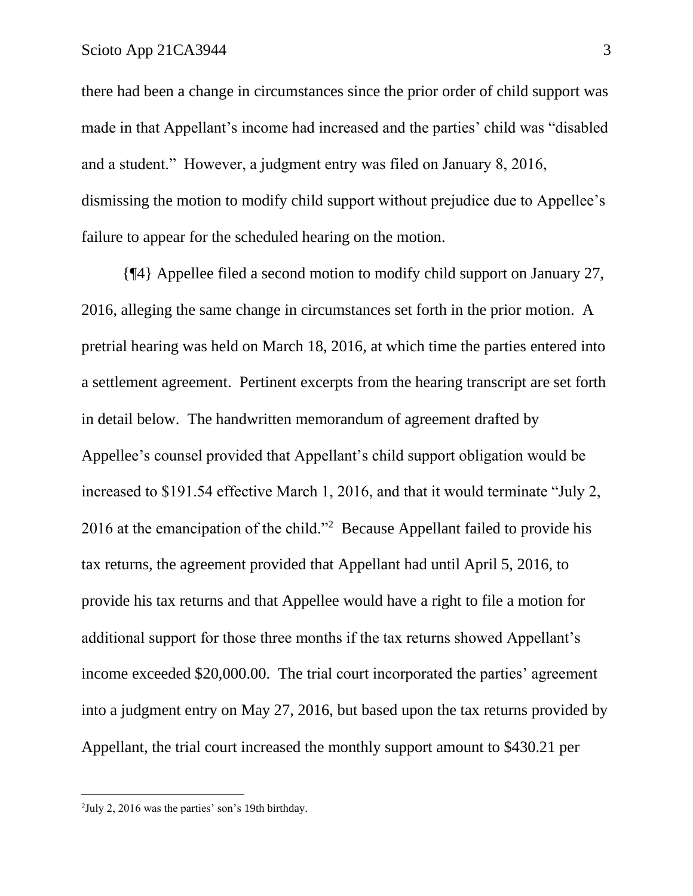there had been a change in circumstances since the prior order of child support was made in that Appellant's income had increased and the parties' child was "disabled and a student." However, a judgment entry was filed on January 8, 2016, dismissing the motion to modify child support without prejudice due to Appellee's failure to appear for the scheduled hearing on the motion.

{¶4} Appellee filed a second motion to modify child support on January 27, 2016, alleging the same change in circumstances set forth in the prior motion. A pretrial hearing was held on March 18, 2016, at which time the parties entered into a settlement agreement. Pertinent excerpts from the hearing transcript are set forth in detail below. The handwritten memorandum of agreement drafted by Appellee's counsel provided that Appellant's child support obligation would be increased to $191.54 effective March 1, 2016, and that it would terminate "July 2, 2016 at the emancipation of the child."[2] Because Appellant failed to provide his tax returns, the agreement provided that Appellant had until April 5, 2016, to provide his tax returns and that Appellee would have a right to file a motion for additional support for those three months if the tax returns showed Appellant's income exceeded $20,000.00. The trial court incorporated the parties' agreement into a judgment entry on May 27, 2016, but based upon the tax returns provided by Appellant, the trial court increased the monthly support amount to $430.21 per

---

[2]July 2, 2016 was the parties' son's 19th birthday.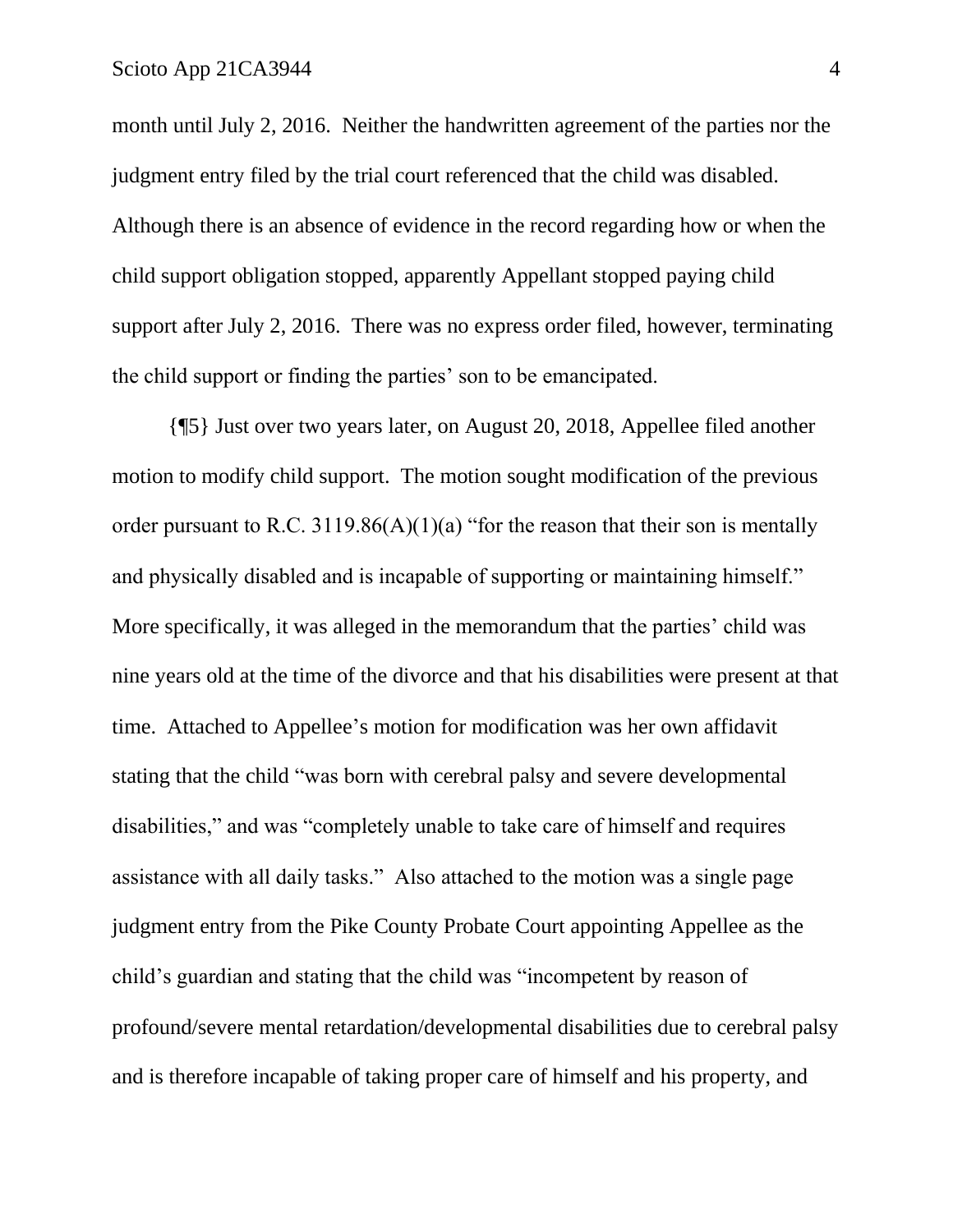month until July 2, 2016. Neither the handwritten agreement of the parties nor the judgment entry filed by the trial court referenced that the child was disabled. Although there is an absence of evidence in the record regarding how or when the child support obligation stopped, apparently Appellant stopped paying child support after July 2, 2016. There was no express order filed, however, terminating the child support or finding the parties' son to be emancipated.

{¶5} Just over two years later, on August 20, 2018, Appellee filed another motion to modify child support. The motion sought modification of the previous order pursuant to R.C. 3119.86(A)(1)(a) "for the reason that their son is mentally and physically disabled and is incapable of supporting or maintaining himself." More specifically, it was alleged in the memorandum that the parties' child was nine years old at the time of the divorce and that his disabilities were present at that time. Attached to Appellee's motion for modification was her own affidavit stating that the child "was born with cerebral palsy and severe developmental disabilities," and was "completely unable to take care of himself and requires assistance with all daily tasks." Also attached to the motion was a single page judgment entry from the Pike County Probate Court appointing Appellee as the child's guardian and stating that the child was "incompetent by reason of profound/severe mental retardation/developmental disabilities due to cerebral palsy and is therefore incapable of taking proper care of himself and his property, and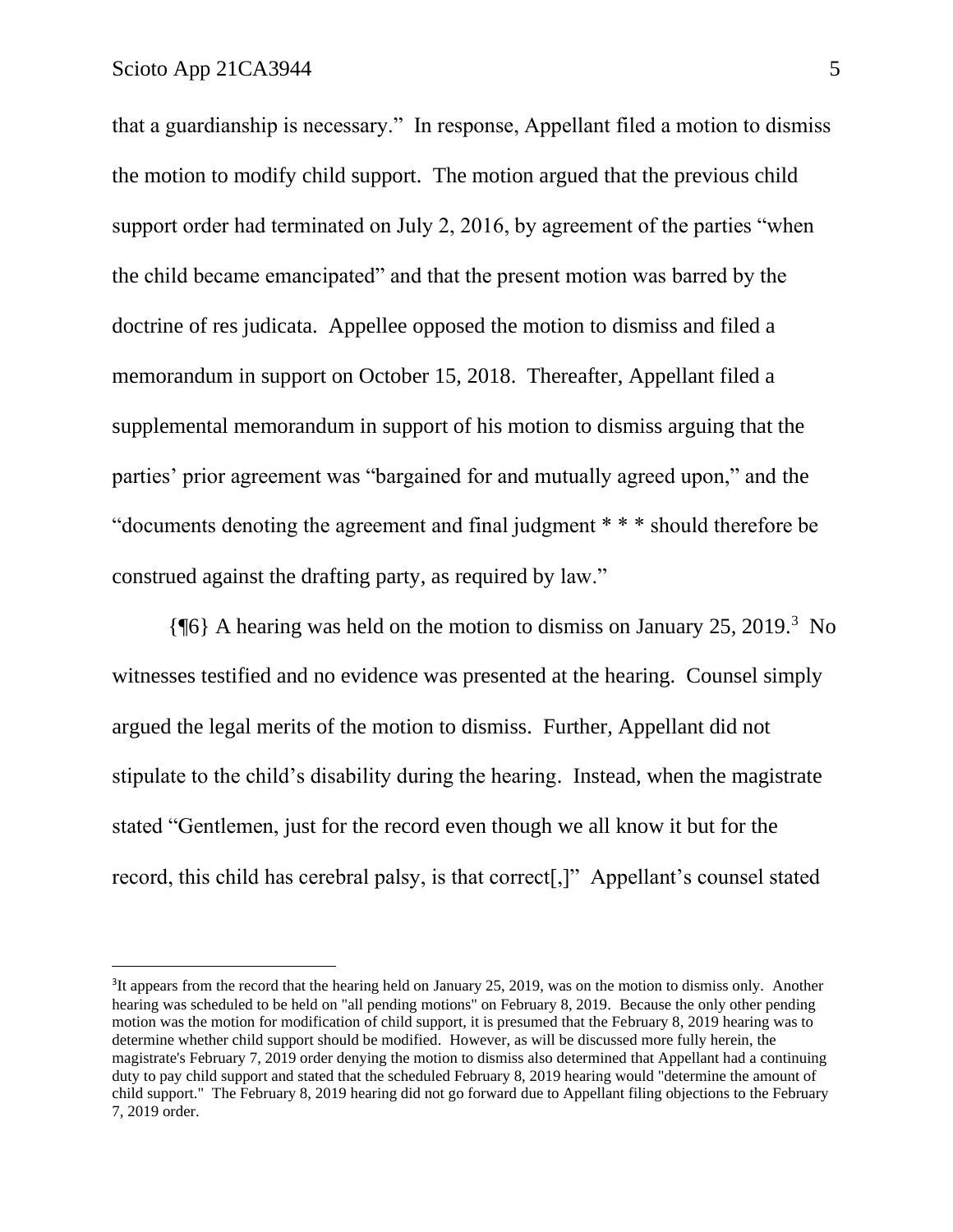that a guardianship is necessary." In response, Appellant filed a motion to dismiss the motion to modify child support. The motion argued that the previous child support order had terminated on July 2, 2016, by agreement of the parties "when the child became emancipated" and that the present motion was barred by the doctrine of res judicata. Appellee opposed the motion to dismiss and filed a memorandum in support on October 15, 2018. Thereafter, Appellant filed a supplemental memorandum in support of his motion to dismiss arguing that the parties' prior agreement was "bargained for and mutually agreed upon," and the "documents denoting the agreement and final judgment * * * should therefore be construed against the drafting party, as required by law."

{¶6} A hearing was held on the motion to dismiss on January 25, 2019.[3] No witnesses testified and no evidence was presented at the hearing. Counsel simply argued the legal merits of the motion to dismiss. Further, Appellant did not stipulate to the child's disability during the hearing. Instead, when the magistrate stated "Gentlemen, just for the record even though we all know it but for the record, this child has cerebral palsy, is that correct[,]" Appellant's counsel stated

---

[3]It appears from the record that the hearing held on January 25, 2019, was on the motion to dismiss only. Another hearing was scheduled to be held on "all pending motions" on February 8, 2019. Because the only other pending motion was the motion for modification of child support, it is presumed that the February 8, 2019 hearing was to determine whether child support should be modified. However, as will be discussed more fully herein, the magistrate's February 7, 2019 order denying the motion to dismiss also determined that Appellant had a continuing duty to pay child support and stated that the scheduled February 8, 2019 hearing would "determine the amount of child support." The February 8, 2019 hearing did not go forward due to Appellant filing objections to the February 7, 2019 order.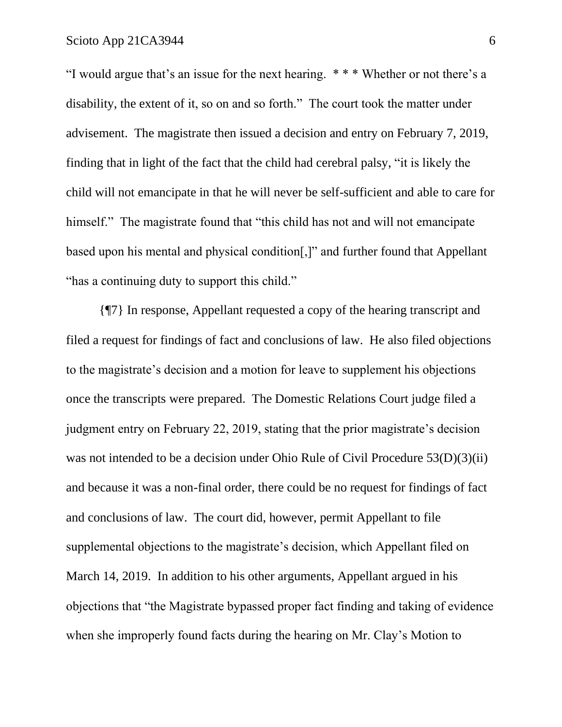"I would argue that's an issue for the next hearing. * * * Whether or not there's a disability, the extent of it, so on and so forth." The court took the matter under advisement. The magistrate then issued a decision and entry on February 7, 2019, finding that in light of the fact that the child had cerebral palsy, "it is likely the child will not emancipate in that he will never be self-sufficient and able to care for himself." The magistrate found that "this child has not and will not emancipate based upon his mental and physical condition[,]" and further found that Appellant "has a continuing duty to support this child."

{¶7} In response, Appellant requested a copy of the hearing transcript and filed a request for findings of fact and conclusions of law. He also filed objections to the magistrate's decision and a motion for leave to supplement his objections once the transcripts were prepared. The Domestic Relations Court judge filed a judgment entry on February 22, 2019, stating that the prior magistrate's decision was not intended to be a decision under Ohio Rule of Civil Procedure 53(D)(3)(ii) and because it was a non-final order, there could be no request for findings of fact and conclusions of law. The court did, however, permit Appellant to file supplemental objections to the magistrate's decision, which Appellant filed on March 14, 2019. In addition to his other arguments, Appellant argued in his objections that "the Magistrate bypassed proper fact finding and taking of evidence when she improperly found facts during the hearing on Mr. Clay's Motion to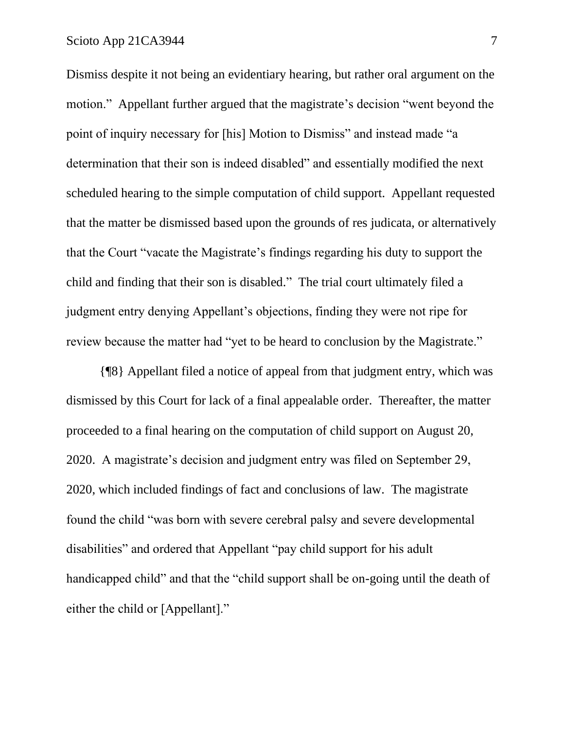Dismiss despite it not being an evidentiary hearing, but rather oral argument on the motion." Appellant further argued that the magistrate's decision "went beyond the point of inquiry necessary for [his] Motion to Dismiss" and instead made "a determination that their son is indeed disabled" and essentially modified the next scheduled hearing to the simple computation of child support. Appellant requested that the matter be dismissed based upon the grounds of res judicata, or alternatively that the Court "vacate the Magistrate's findings regarding his duty to support the child and finding that their son is disabled." The trial court ultimately filed a judgment entry denying Appellant's objections, finding they were not ripe for review because the matter had "yet to be heard to conclusion by the Magistrate."

{¶8} Appellant filed a notice of appeal from that judgment entry, which was dismissed by this Court for lack of a final appealable order. Thereafter, the matter proceeded to a final hearing on the computation of child support on August 20, 2020. A magistrate's decision and judgment entry was filed on September 29, 2020, which included findings of fact and conclusions of law. The magistrate found the child "was born with severe cerebral palsy and severe developmental disabilities" and ordered that Appellant "pay child support for his adult handicapped child" and that the "child support shall be on-going until the death of either the child or [Appellant]."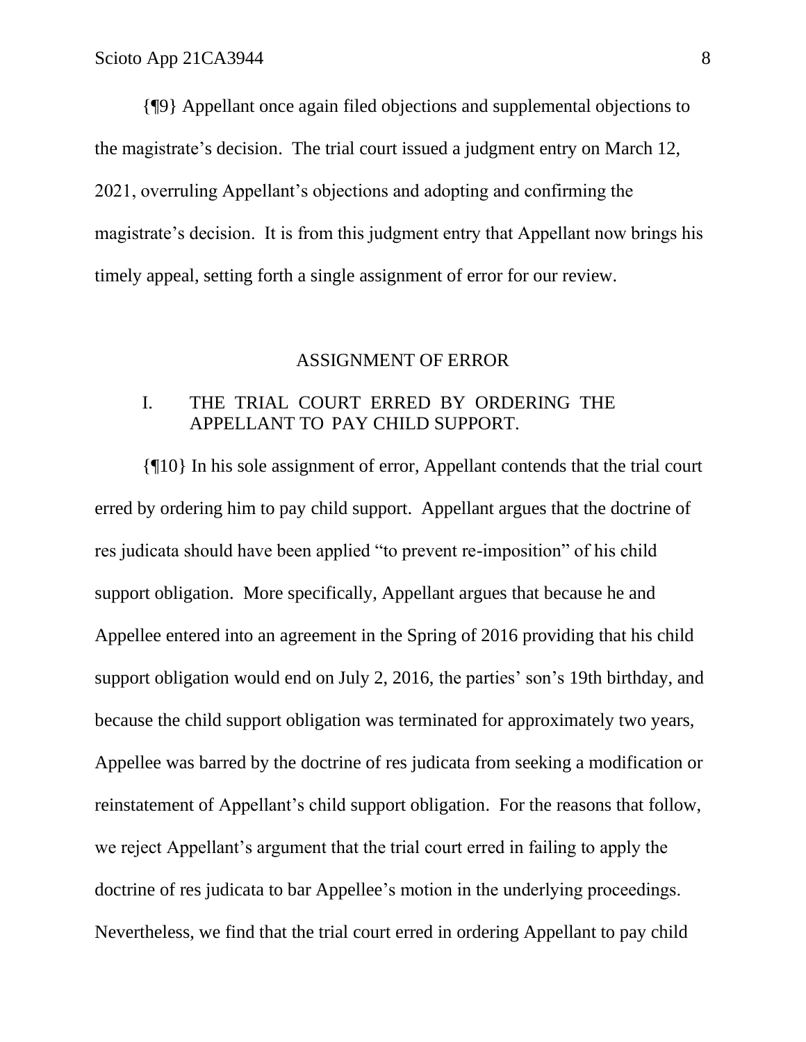{¶9} Appellant once again filed objections and supplemental objections to the magistrate's decision. The trial court issued a judgment entry on March 12, 2021, overruling Appellant's objections and adopting and confirming the magistrate's decision. It is from this judgment entry that Appellant now brings his timely appeal, setting forth a single assignment of error for our review.

## ASSIGNMENT OF ERROR

I. THE TRIAL COURT ERRED BY ORDERING THE APPELLANT TO PAY CHILD SUPPORT.

{¶10} In his sole assignment of error, Appellant contends that the trial court erred by ordering him to pay child support. Appellant argues that the doctrine of res judicata should have been applied "to prevent re-imposition" of his child support obligation. More specifically, Appellant argues that because he and Appellee entered into an agreement in the Spring of 2016 providing that his child support obligation would end on July 2, 2016, the parties' son's 19th birthday, and because the child support obligation was terminated for approximately two years, Appellee was barred by the doctrine of res judicata from seeking a modification or reinstatement of Appellant's child support obligation. For the reasons that follow, we reject Appellant's argument that the trial court erred in failing to apply the doctrine of res judicata to bar Appellee's motion in the underlying proceedings. Nevertheless, we find that the trial court erred in ordering Appellant to pay child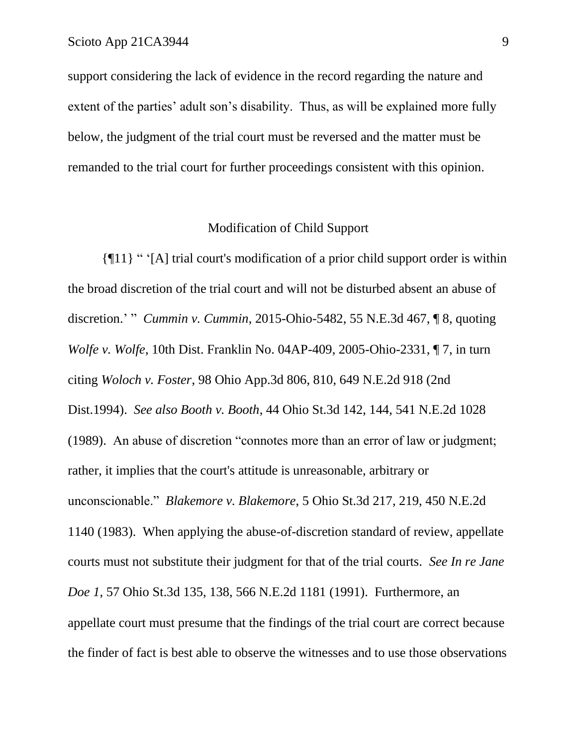support considering the lack of evidence in the record regarding the nature and extent of the parties' adult son's disability. Thus, as will be explained more fully below, the judgment of the trial court must be reversed and the matter must be remanded to the trial court for further proceedings consistent with this opinion.

## Modification of Child Support

{¶11} " '[A] trial court's modification of a prior child support order is within the broad discretion of the trial court and will not be disturbed absent an abuse of discretion.' " *Cummin v. Cummin*, 2015-Ohio-5482, 55 N.E.3d 467, ¶ 8, quoting *Wolfe v. Wolfe*, 10th Dist. Franklin No. 04AP-409, 2005-Ohio-2331, ¶ 7, in turn citing *Woloch v. Foster*, 98 Ohio App.3d 806, 810, 649 N.E.2d 918 (2nd Dist.1994). *See also Booth v. Booth*, 44 Ohio St.3d 142, 144, 541 N.E.2d 1028 (1989). An abuse of discretion "connotes more than an error of law or judgment; rather, it implies that the court's attitude is unreasonable, arbitrary or unconscionable." *Blakemore v. Blakemore*, 5 Ohio St.3d 217, 219, 450 N.E.2d 1140 (1983). When applying the abuse-of-discretion standard of review, appellate courts must not substitute their judgment for that of the trial courts. *See In re Jane Doe 1*, 57 Ohio St.3d 135, 138, 566 N.E.2d 1181 (1991). Furthermore, an appellate court must presume that the findings of the trial court are correct because the finder of fact is best able to observe the witnesses and to use those observations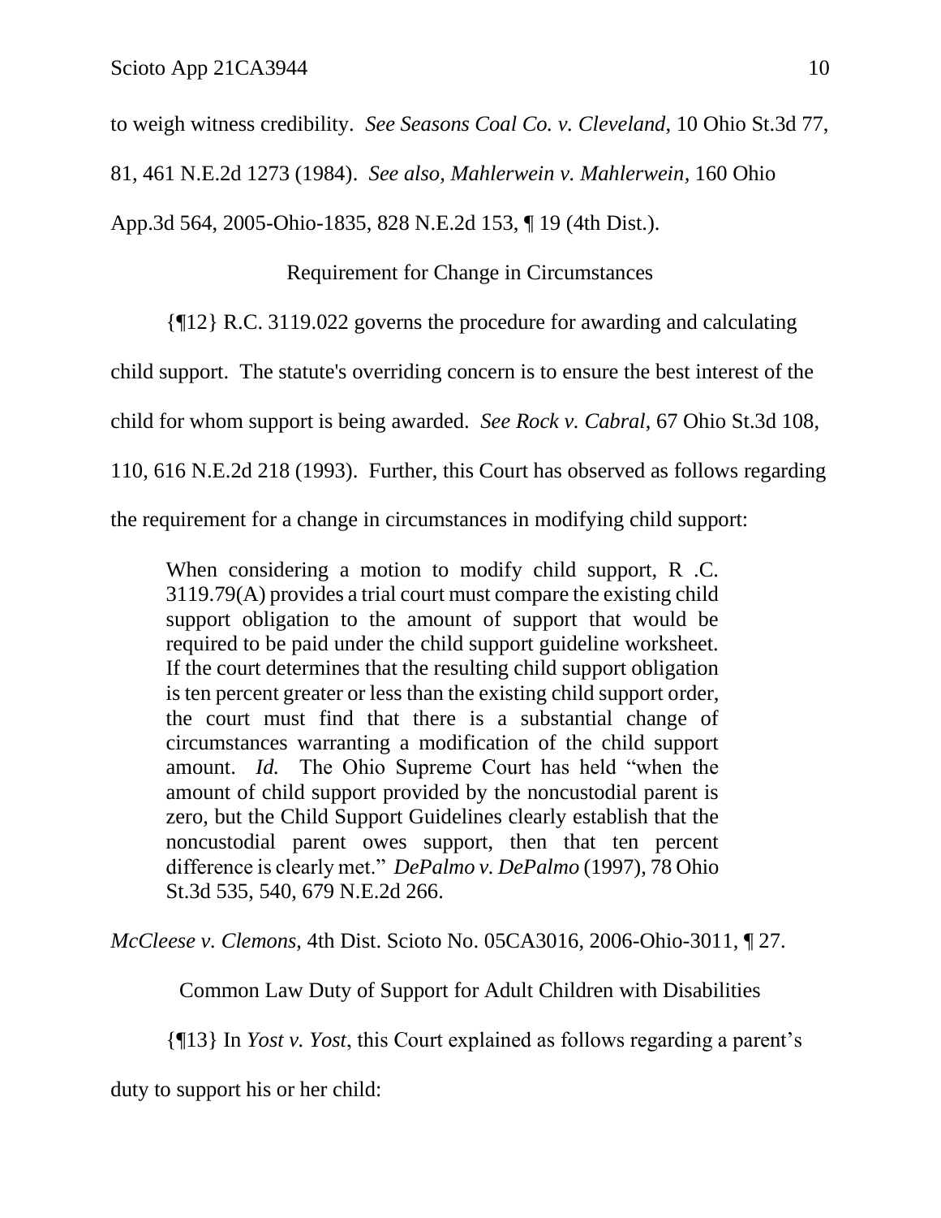to weigh witness credibility. *See Seasons Coal Co. v. Cleveland*, 10 Ohio St.3d 77, 81, 461 N.E.2d 1273 (1984). *See also, Mahlerwein v. Mahlerwein*, 160 Ohio App.3d 564, 2005-Ohio-1835, 828 N.E.2d 153, ¶ 19 (4th Dist.).

Requirement for Change in Circumstances

{¶12} R.C. 3119.022 governs the procedure for awarding and calculating child support. The statute's overriding concern is to ensure the best interest of the child for whom support is being awarded. *See Rock v. Cabral*, 67 Ohio St.3d 108, 110, 616 N.E.2d 218 (1993). Further, this Court has observed as follows regarding the requirement for a change in circumstances in modifying child support:

> When considering a motion to modify child support, R .C. 3119.79(A) provides a trial court must compare the existing child support obligation to the amount of support that would be required to be paid under the child support guideline worksheet. If the court determines that the resulting child support obligation is ten percent greater or less than the existing child support order, the court must find that there is a substantial change of circumstances warranting a modification of the child support amount. *Id.* The Ohio Supreme Court has held "when the amount of child support provided by the noncustodial parent is zero, but the Child Support Guidelines clearly establish that the noncustodial parent owes support, then that ten percent difference is clearly met." *DePalmo v. DePalmo* (1997), 78 Ohio St.3d 535, 540, 679 N.E.2d 266.

*McCleese v. Clemons*, 4th Dist. Scioto No. 05CA3016, 2006-Ohio-3011, ¶ 27.

Common Law Duty of Support for Adult Children with Disabilities

{¶13} In *Yost v. Yost*, this Court explained as follows regarding a parent's duty to support his or her child: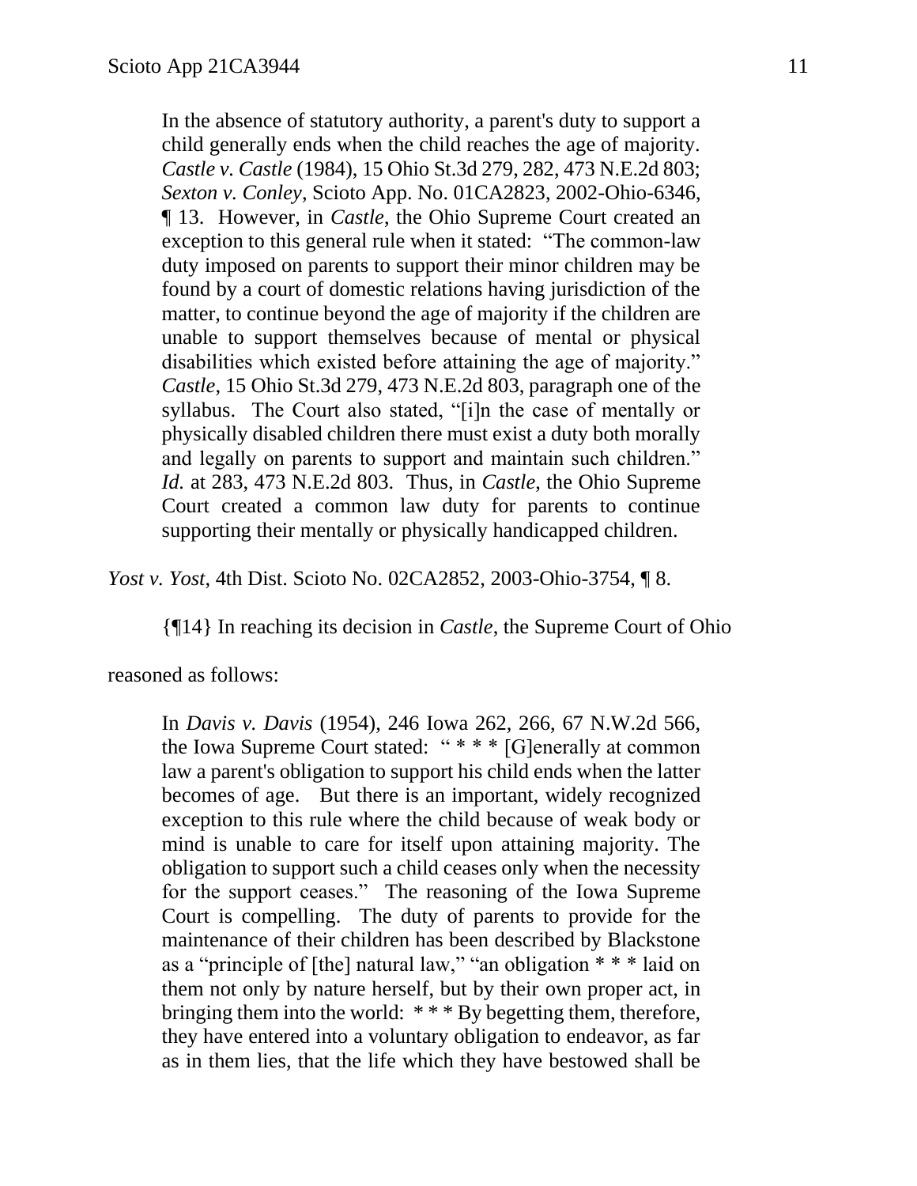> In the absence of statutory authority, a parent's duty to support a child generally ends when the child reaches the age of majority. *Castle v. Castle* (1984), 15 Ohio St.3d 279, 282, 473 N.E.2d 803; *Sexton v. Conley*, Scioto App. No. 01CA2823, 2002-Ohio-6346, ¶ 13. However, in *Castle*, the Ohio Supreme Court created an exception to this general rule when it stated: "The common-law duty imposed on parents to support their minor children may be found by a court of domestic relations having jurisdiction of the matter, to continue beyond the age of majority if the children are unable to support themselves because of mental or physical disabilities which existed before attaining the age of majority." *Castle*, 15 Ohio St.3d 279, 473 N.E.2d 803, paragraph one of the syllabus. The Court also stated, "[i]n the case of mentally or physically disabled children there must exist a duty both morally and legally on parents to support and maintain such children." *Id.* at 283, 473 N.E.2d 803. Thus, in *Castle*, the Ohio Supreme Court created a common law duty for parents to continue supporting their mentally or physically handicapped children.

*Yost v. Yost*, 4th Dist. Scioto No. 02CA2852, 2003-Ohio-3754, ¶ 8.

{¶14} In reaching its decision in *Castle*, the Supreme Court of Ohio reasoned as follows:

> In *Davis v. Davis* (1954), 246 Iowa 262, 266, 67 N.W.2d 566, the Iowa Supreme Court stated: " * * * [G]enerally at common law a parent's obligation to support his child ends when the latter becomes of age. But there is an important, widely recognized exception to this rule where the child because of weak body or mind is unable to care for itself upon attaining majority. The obligation to support such a child ceases only when the necessity for the support ceases." The reasoning of the Iowa Supreme Court is compelling. The duty of parents to provide for the maintenance of their children has been described by Blackstone as a "principle of [the] natural law," "an obligation * * * laid on them not only by nature herself, but by their own proper act, in bringing them into the world: * * * By begetting them, therefore, they have entered into a voluntary obligation to endeavor, as far as in them lies, that the life which they have bestowed shall be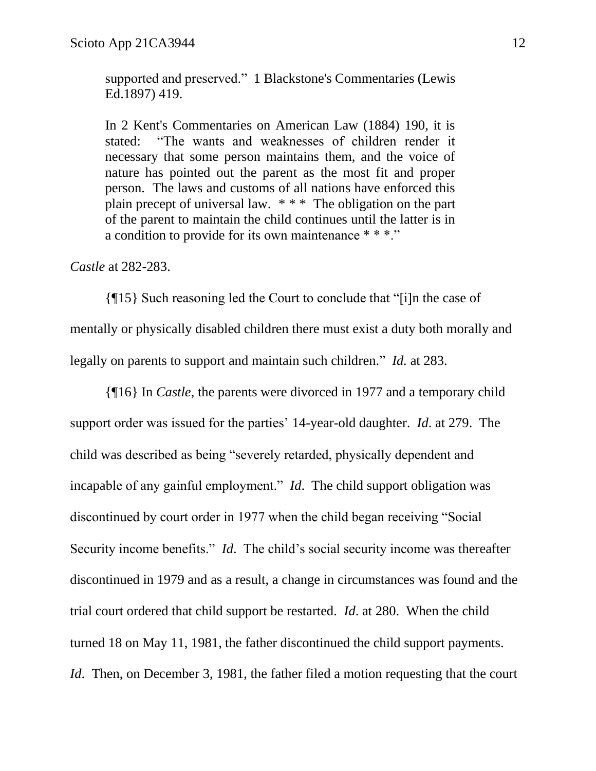> supported and preserved." 1 Blackstone's Commentaries (Lewis Ed.1897) 419.
>
> In 2 Kent's Commentaries on American Law (1884) 190, it is stated: "The wants and weaknesses of children render it necessary that some person maintains them, and the voice of nature has pointed out the parent as the most fit and proper person. The laws and customs of all nations have enforced this plain precept of universal law. * * * The obligation on the part of the parent to maintain the child continues until the latter is in a condition to provide for its own maintenance * * *."

*Castle* at 282-283.

{¶15} Such reasoning led the Court to conclude that "[i]n the case of mentally or physically disabled children there must exist a duty both morally and legally on parents to support and maintain such children." *Id.* at 283.

{¶16} In *Castle*, the parents were divorced in 1977 and a temporary child support order was issued for the parties' 14-year-old daughter. *Id*. at 279. The child was described as being "severely retarded, physically dependent and incapable of any gainful employment." *Id*. The child support obligation was discontinued by court order in 1977 when the child began receiving "Social Security income benefits." *Id*. The child's social security income was thereafter discontinued in 1979 and as a result, a change in circumstances was found and the trial court ordered that child support be restarted. *Id*. at 280. When the child turned 18 on May 11, 1981, the father discontinued the child support payments. *Id*. Then, on December 3, 1981, the father filed a motion requesting that the court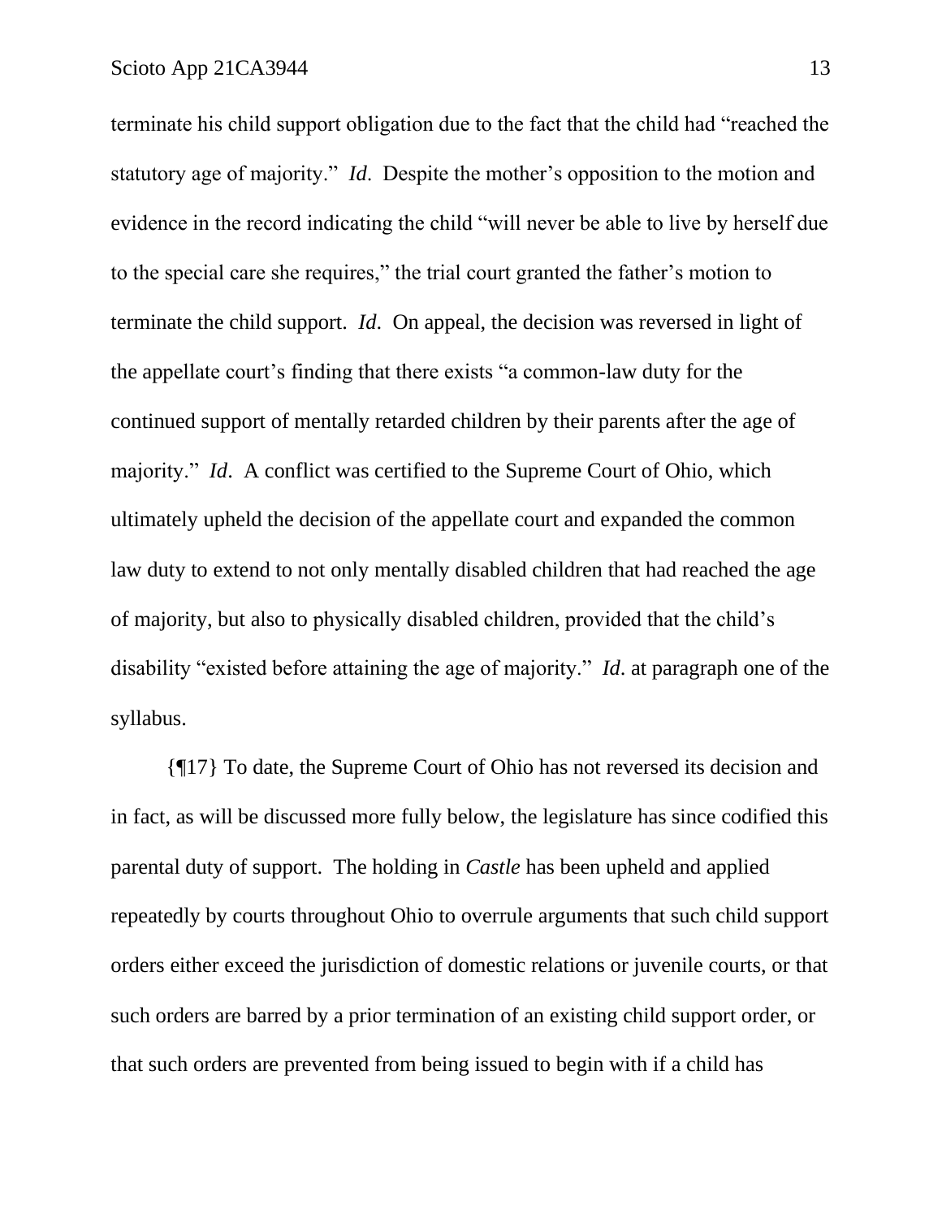terminate his child support obligation due to the fact that the child had "reached the statutory age of majority." *Id*. Despite the mother's opposition to the motion and evidence in the record indicating the child "will never be able to live by herself due to the special care she requires," the trial court granted the father's motion to terminate the child support. *Id.* On appeal, the decision was reversed in light of the appellate court's finding that there exists "a common-law duty for the continued support of mentally retarded children by their parents after the age of majority." *Id*. A conflict was certified to the Supreme Court of Ohio, which ultimately upheld the decision of the appellate court and expanded the common law duty to extend to not only mentally disabled children that had reached the age of majority, but also to physically disabled children, provided that the child's disability "existed before attaining the age of majority." *Id*. at paragraph one of the syllabus.

{¶17} To date, the Supreme Court of Ohio has not reversed its decision and in fact, as will be discussed more fully below, the legislature has since codified this parental duty of support. The holding in *Castle* has been upheld and applied repeatedly by courts throughout Ohio to overrule arguments that such child support orders either exceed the jurisdiction of domestic relations or juvenile courts, or that such orders are barred by a prior termination of an existing child support order, or that such orders are prevented from being issued to begin with if a child has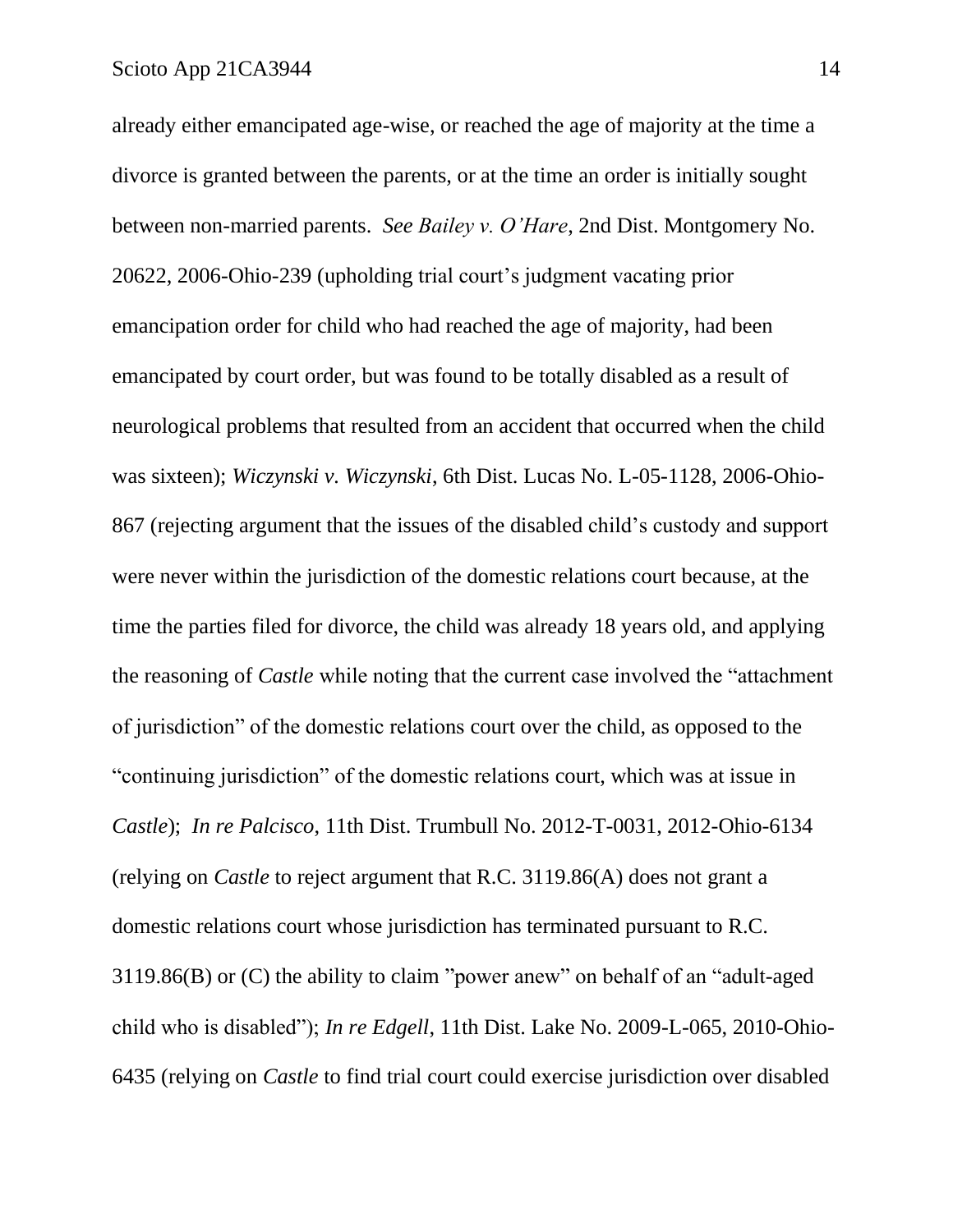already either emancipated age-wise, or reached the age of majority at the time a divorce is granted between the parents, or at the time an order is initially sought between non-married parents. *See Bailey v. O'Hare*, 2nd Dist. Montgomery No. 20622, 2006-Ohio-239 (upholding trial court's judgment vacating prior emancipation order for child who had reached the age of majority, had been emancipated by court order, but was found to be totally disabled as a result of neurological problems that resulted from an accident that occurred when the child was sixteen); *Wiczynski v. Wiczynski*, 6th Dist. Lucas No. L-05-1128, 2006-Ohio-867 (rejecting argument that the issues of the disabled child's custody and support were never within the jurisdiction of the domestic relations court because, at the time the parties filed for divorce, the child was already 18 years old, and applying the reasoning of *Castle* while noting that the current case involved the "attachment of jurisdiction" of the domestic relations court over the child, as opposed to the "continuing jurisdiction" of the domestic relations court, which was at issue in *Castle*); *In re Palcisco*, 11th Dist. Trumbull No. 2012-T-0031, 2012-Ohio-6134 (relying on *Castle* to reject argument that R.C. 3119.86(A) does not grant a domestic relations court whose jurisdiction has terminated pursuant to R.C. 3119.86(B) or (C) the ability to claim "power anew" on behalf of an "adult-aged child who is disabled"); *In re Edgell*, 11th Dist. Lake No. 2009-L-065, 2010-Ohio-6435 (relying on *Castle* to find trial court could exercise jurisdiction over disabled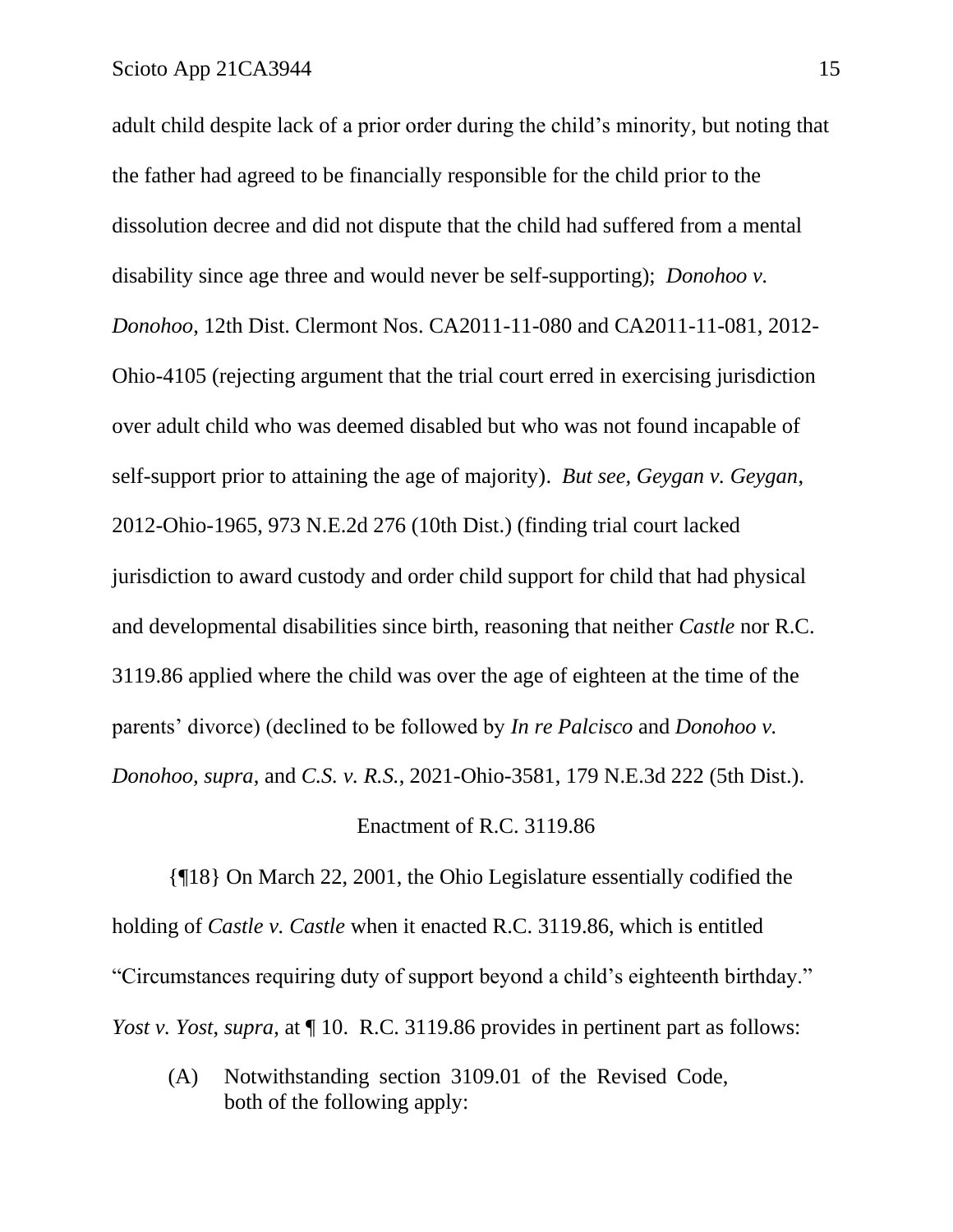adult child despite lack of a prior order during the child's minority, but noting that the father had agreed to be financially responsible for the child prior to the dissolution decree and did not dispute that the child had suffered from a mental disability since age three and would never be self-supporting); *Donohoo v. Donohoo*, 12th Dist. Clermont Nos. CA2011-11-080 and CA2011-11-081, 2012-Ohio-4105 (rejecting argument that the trial court erred in exercising jurisdiction over adult child who was deemed disabled but who was not found incapable of self-support prior to attaining the age of majority). *But see, Geygan v. Geygan*, 2012-Ohio-1965, 973 N.E.2d 276 (10th Dist.) (finding trial court lacked jurisdiction to award custody and order child support for child that had physical and developmental disabilities since birth, reasoning that neither *Castle* nor R.C. 3119.86 applied where the child was over the age of eighteen at the time of the parents' divorce) (declined to be followed by *In re Palcisco* and *Donohoo v. Donohoo, supra*, and *C.S. v. R.S.*, 2021-Ohio-3581, 179 N.E.3d 222 (5th Dist.).

Enactment of R.C. 3119.86

{¶18} On March 22, 2001, the Ohio Legislature essentially codified the holding of *Castle v. Castle* when it enacted R.C. 3119.86, which is entitled "Circumstances requiring duty of support beyond a child's eighteenth birthday." *Yost v. Yost*, *supra*, at ¶ 10. R.C. 3119.86 provides in pertinent part as follows:

> (A) Notwithstanding section 3109.01 of the Revised Code, both of the following apply: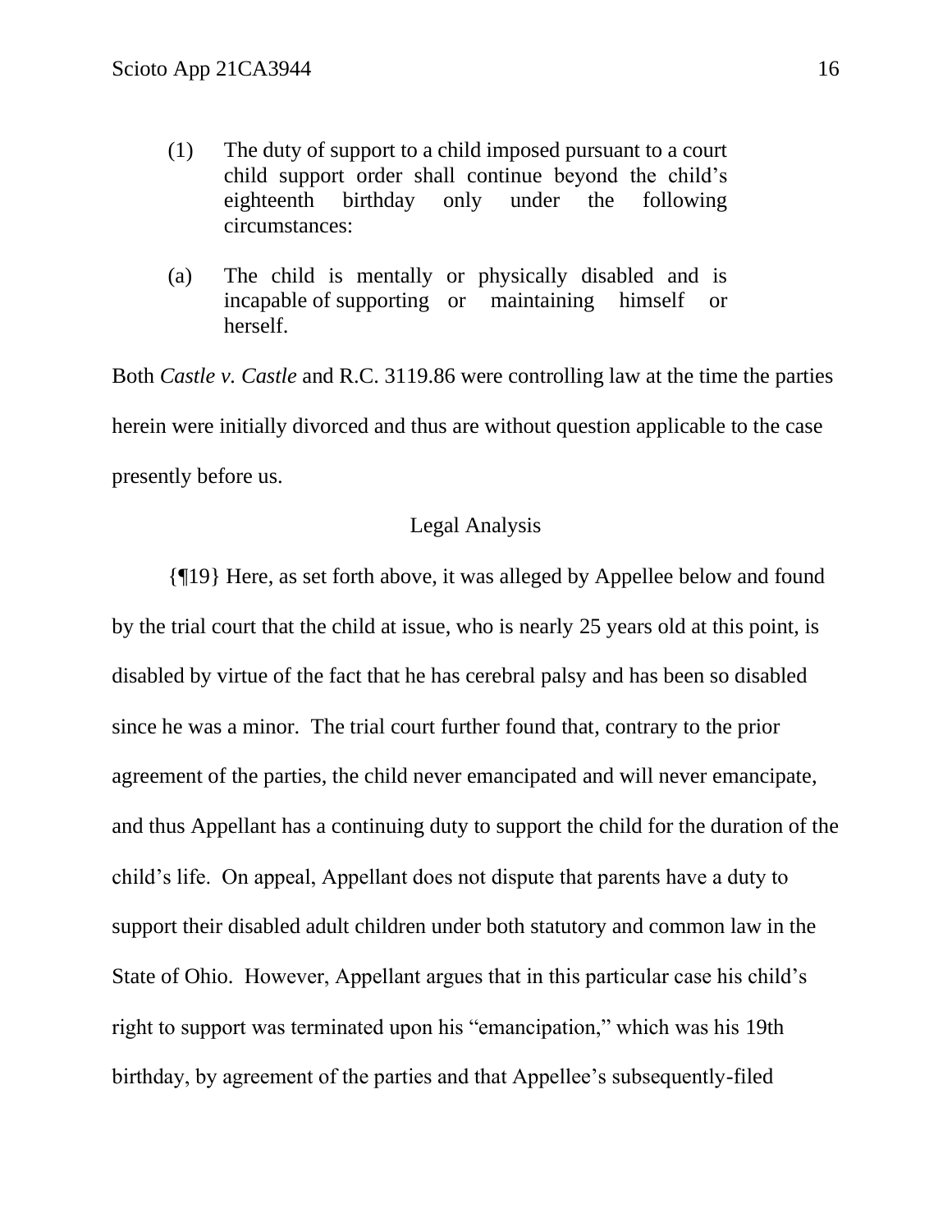> (1) The duty of support to a child imposed pursuant to a court child support order shall continue beyond the child's eighteenth birthday only under the following circumstances:
>
> (a) The child is mentally or physically disabled and is incapable of supporting or maintaining himself or herself.

Both *Castle v. Castle* and R.C. 3119.86 were controlling law at the time the parties herein were initially divorced and thus are without question applicable to the case presently before us.

Legal Analysis

{¶19} Here, as set forth above, it was alleged by Appellee below and found by the trial court that the child at issue, who is nearly 25 years old at this point, is disabled by virtue of the fact that he has cerebral palsy and has been so disabled since he was a minor. The trial court further found that, contrary to the prior agreement of the parties, the child never emancipated and will never emancipate, and thus Appellant has a continuing duty to support the child for the duration of the child's life. On appeal, Appellant does not dispute that parents have a duty to support their disabled adult children under both statutory and common law in the State of Ohio. However, Appellant argues that in this particular case his child's right to support was terminated upon his "emancipation," which was his 19th birthday, by agreement of the parties and that Appellee's subsequently-filed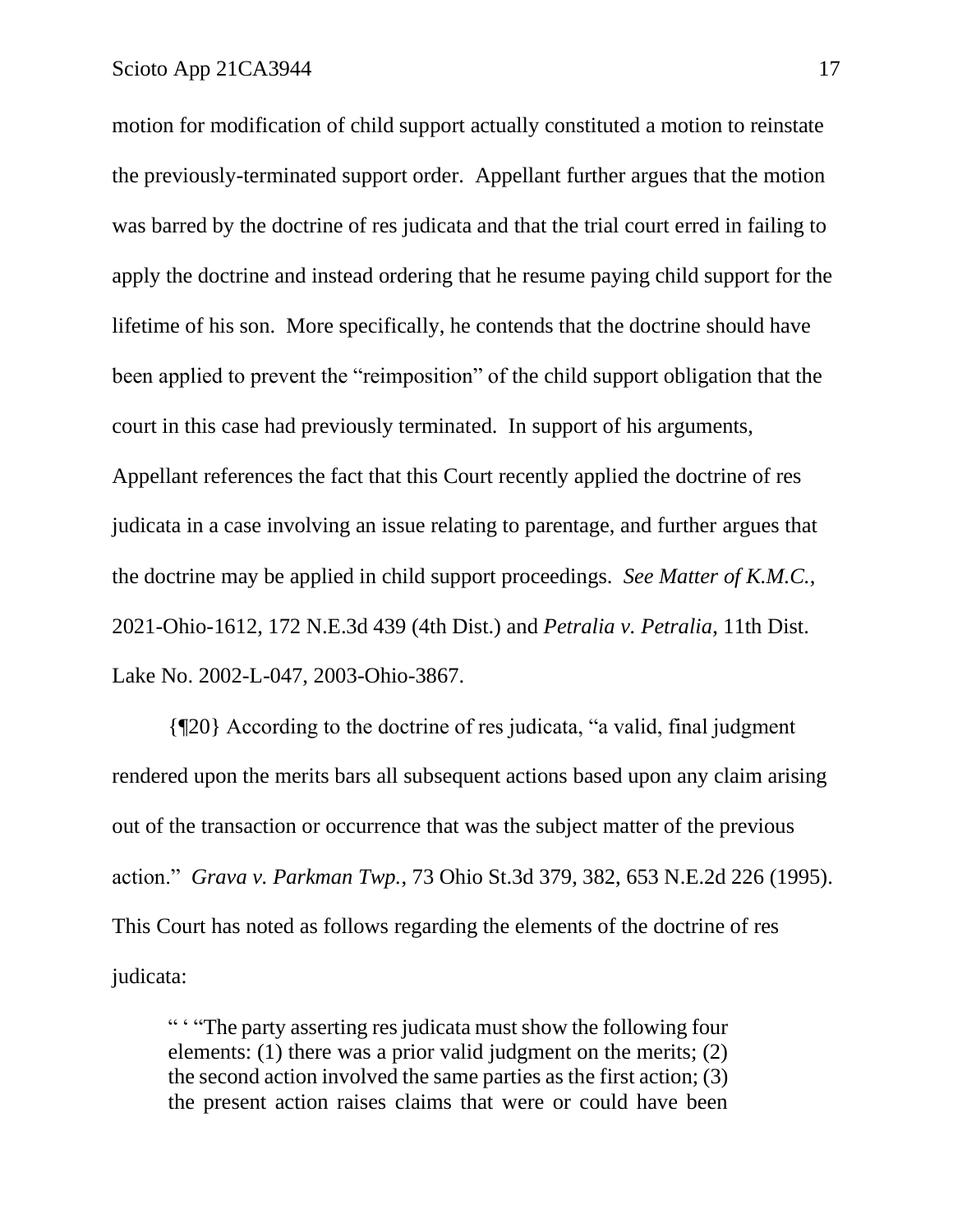motion for modification of child support actually constituted a motion to reinstate the previously-terminated support order. Appellant further argues that the motion was barred by the doctrine of res judicata and that the trial court erred in failing to apply the doctrine and instead ordering that he resume paying child support for the lifetime of his son. More specifically, he contends that the doctrine should have been applied to prevent the "reimposition" of the child support obligation that the court in this case had previously terminated. In support of his arguments, Appellant references the fact that this Court recently applied the doctrine of res judicata in a case involving an issue relating to parentage, and further argues that the doctrine may be applied in child support proceedings. *See Matter of K.M.C.*, 2021-Ohio-1612, 172 N.E.3d 439 (4th Dist.) and *Petralia v. Petralia*, 11th Dist. Lake No. 2002-L-047, 2003-Ohio-3867.

{¶20} According to the doctrine of res judicata, "a valid, final judgment rendered upon the merits bars all subsequent actions based upon any claim arising out of the transaction or occurrence that was the subject matter of the previous action." *Grava v. Parkman Twp.*, 73 Ohio St.3d 379, 382, 653 N.E.2d 226 (1995). This Court has noted as follows regarding the elements of the doctrine of res judicata:

> " ' "The party asserting res judicata must show the following four elements: (1) there was a prior valid judgment on the merits; (2) the second action involved the same parties as the first action; (3) the present action raises claims that were or could have been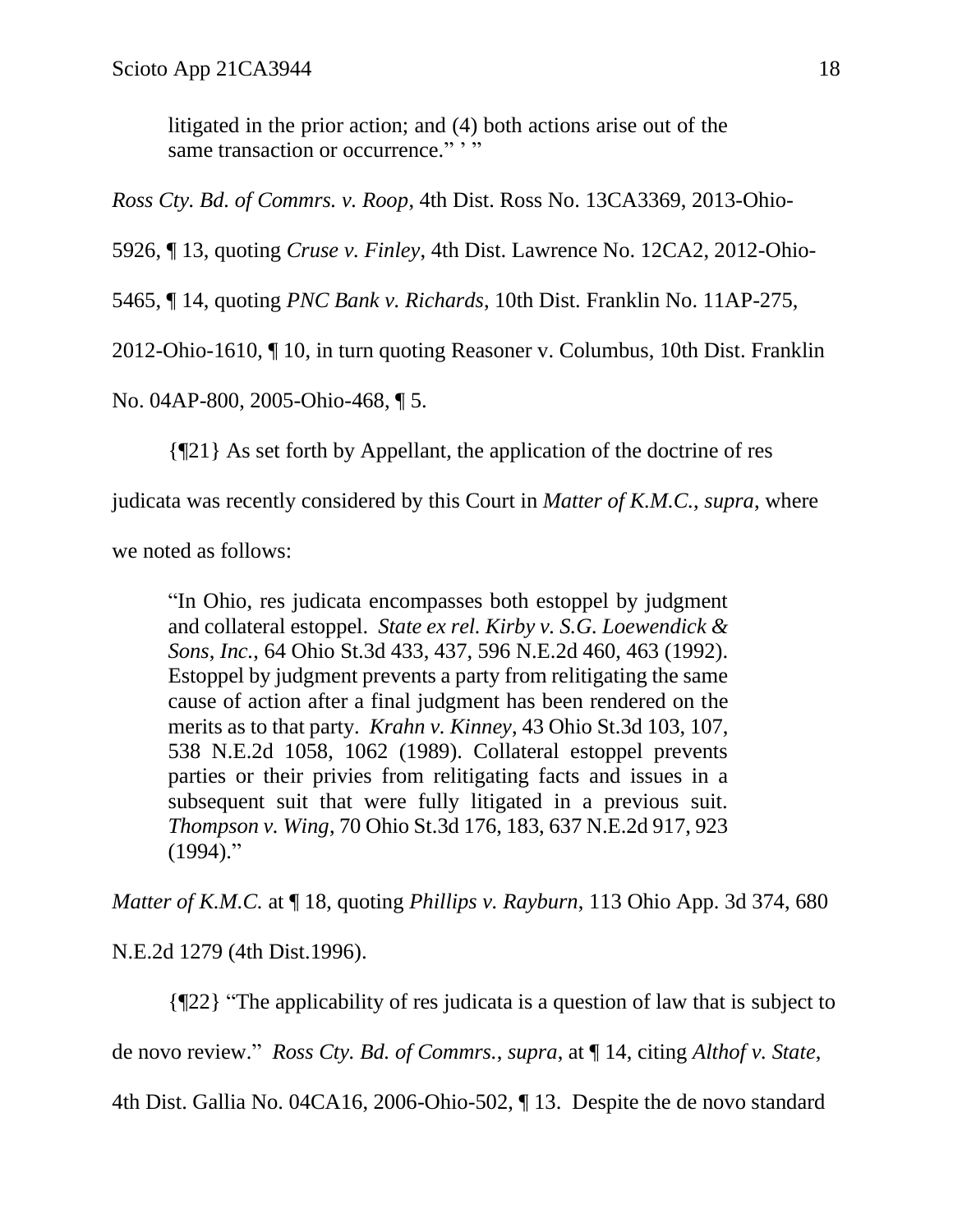> litigated in the prior action; and (4) both actions arise out of the same transaction or occurrence." ' "

*Ross Cty. Bd. of Commrs. v. Roop*, 4th Dist. Ross No. 13CA3369, 2013-Ohio-5926, ¶ 13, quoting *Cruse v. Finley*, 4th Dist. Lawrence No. 12CA2, 2012-Ohio-5465, ¶ 14, quoting *PNC Bank v. Richards*, 10th Dist. Franklin No. 11AP-275, 2012-Ohio-1610, ¶ 10, in turn quoting Reasoner v. Columbus, 10th Dist. Franklin No. 04AP-800, 2005-Ohio-468, ¶ 5.

{¶21} As set forth by Appellant, the application of the doctrine of res judicata was recently considered by this Court in *Matter of K.M.C.*, *supra*, where we noted as follows:

> "In Ohio, res judicata encompasses both estoppel by judgment and collateral estoppel. *State ex rel. Kirby v. S.G. Loewendick & Sons, Inc.*, 64 Ohio St.3d 433, 437, 596 N.E.2d 460, 463 (1992). Estoppel by judgment prevents a party from relitigating the same cause of action after a final judgment has been rendered on the merits as to that party. *Krahn v. Kinney*, 43 Ohio St.3d 103, 107, 538 N.E.2d 1058, 1062 (1989). Collateral estoppel prevents parties or their privies from relitigating facts and issues in a subsequent suit that were fully litigated in a previous suit. *Thompson v. Wing*, 70 Ohio St.3d 176, 183, 637 N.E.2d 917, 923 (1994)."

*Matter of K.M.C.* at ¶ 18, quoting *Phillips v. Rayburn*, 113 Ohio App. 3d 374, 680 N.E.2d 1279 (4th Dist.1996).

{¶22} "The applicability of res judicata is a question of law that is subject to de novo review." *Ross Cty. Bd. of Commrs.*, *supra*, at ¶ 14, citing *Althof v. State*, 4th Dist. Gallia No. 04CA16, 2006-Ohio-502, ¶ 13. Despite the de novo standard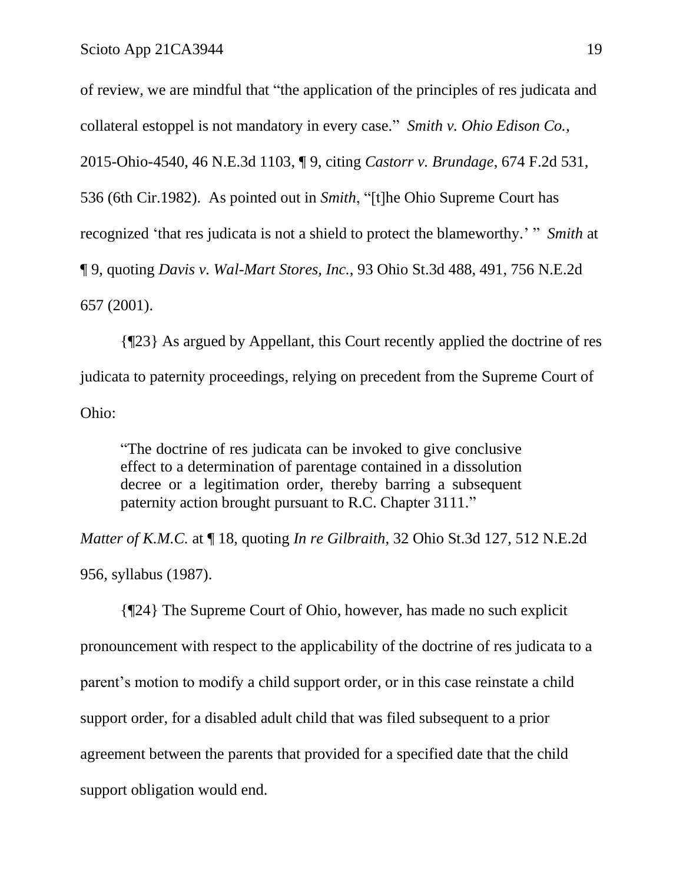of review, we are mindful that "the application of the principles of res judicata and collateral estoppel is not mandatory in every case." *Smith v. Ohio Edison Co.*, 2015-Ohio-4540, 46 N.E.3d 1103, ¶ 9, citing *Castorr v. Brundage*, 674 F.2d 531, 536 (6th Cir.1982). As pointed out in *Smith*, "[t]he Ohio Supreme Court has recognized 'that res judicata is not a shield to protect the blameworthy.' " *Smith* at ¶ 9, quoting *Davis v. Wal-Mart Stores, Inc.*, 93 Ohio St.3d 488, 491, 756 N.E.2d 657 (2001).

{¶23} As argued by Appellant, this Court recently applied the doctrine of res judicata to paternity proceedings, relying on precedent from the Supreme Court of Ohio:

> "The doctrine of res judicata can be invoked to give conclusive effect to a determination of parentage contained in a dissolution decree or a legitimation order, thereby barring a subsequent paternity action brought pursuant to R.C. Chapter 3111."

*Matter of K.M.C.* at ¶ 18, quoting *In re Gilbraith*, 32 Ohio St.3d 127, 512 N.E.2d 956, syllabus (1987).

{¶24} The Supreme Court of Ohio, however, has made no such explicit pronouncement with respect to the applicability of the doctrine of res judicata to a parent's motion to modify a child support order, or in this case reinstate a child support order, for a disabled adult child that was filed subsequent to a prior agreement between the parents that provided for a specified date that the child support obligation would end.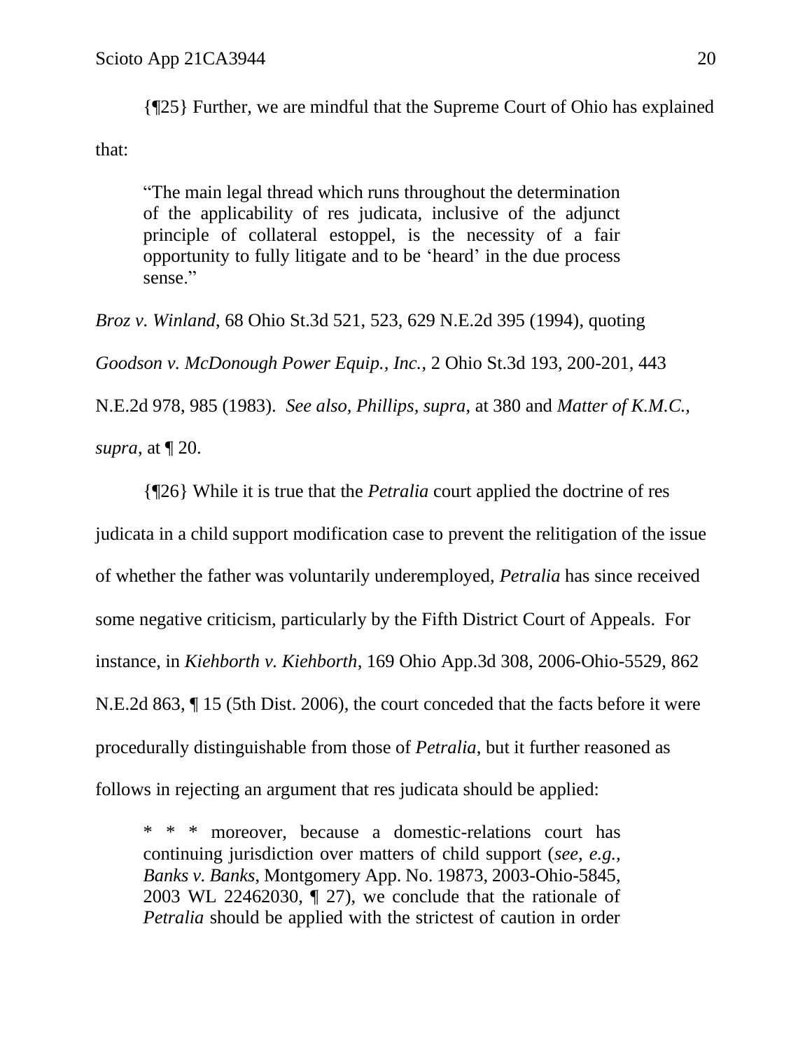{¶25} Further, we are mindful that the Supreme Court of Ohio has explained that:

> "The main legal thread which runs throughout the determination of the applicability of res judicata, inclusive of the adjunct principle of collateral estoppel, is the necessity of a fair opportunity to fully litigate and to be 'heard' in the due process sense."

*Broz v. Winland*, 68 Ohio St.3d 521, 523, 629 N.E.2d 395 (1994), quoting *Goodson v. McDonough Power Equip., Inc.*, 2 Ohio St.3d 193, 200-201, 443 N.E.2d 978, 985 (1983). *See also, Phillips, supra*, at 380 and *Matter of K.M.C., supra*, at ¶ 20.

{¶26} While it is true that the *Petralia* court applied the doctrine of res judicata in a child support modification case to prevent the relitigation of the issue of whether the father was voluntarily underemployed, *Petralia* has since received some negative criticism, particularly by the Fifth District Court of Appeals. For instance, in *Kiehborth v. Kiehborth*, 169 Ohio App.3d 308, 2006-Ohio-5529, 862 N.E.2d 863, ¶ 15 (5th Dist. 2006), the court conceded that the facts before it were procedurally distinguishable from those of *Petralia*, but it further reasoned as follows in rejecting an argument that res judicata should be applied:

> * * * moreover, because a domestic-relations court has continuing jurisdiction over matters of child support (*see, e.g., Banks v. Banks*, Montgomery App. No. 19873, 2003-Ohio-5845, 2003 WL 22462030, ¶ 27), we conclude that the rationale of *Petralia* should be applied with the strictest of caution in order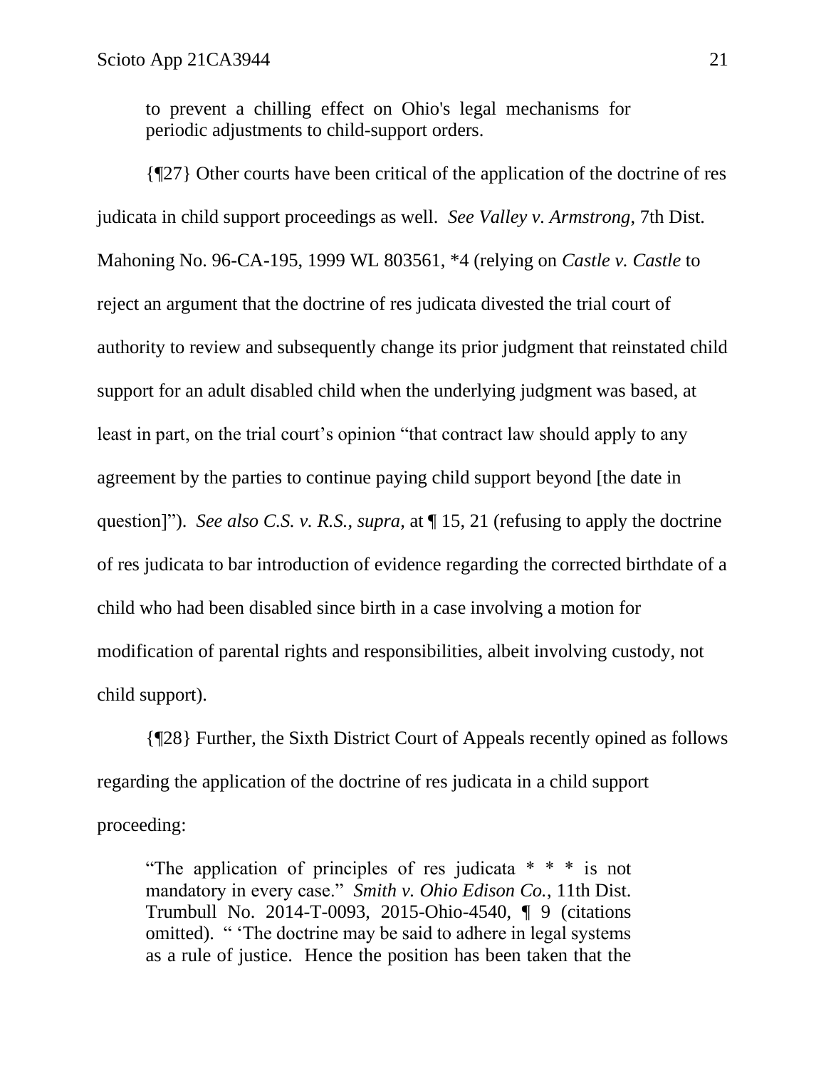to prevent a chilling effect on Ohio's legal mechanisms for periodic adjustments to child-support orders.

{¶27} Other courts have been critical of the application of the doctrine of res judicata in child support proceedings as well. *See Valley v. Armstrong*, 7th Dist. Mahoning No. 96-CA-195, 1999 WL 803561, *4 (relying on *Castle v. Castle* to reject an argument that the doctrine of res judicata divested the trial court of authority to review and subsequently change its prior judgment that reinstated child support for an adult disabled child when the underlying judgment was based, at least in part, on the trial court's opinion "that contract law should apply to any agreement by the parties to continue paying child support beyond [the date in question]"). *See also C.S. v. R.S.*, *supra*, at ¶ 15, 21 (refusing to apply the doctrine of res judicata to bar introduction of evidence regarding the corrected birthdate of a child who had been disabled since birth in a case involving a motion for modification of parental rights and responsibilities, albeit involving custody, not child support).

{¶28} Further, the Sixth District Court of Appeals recently opined as follows regarding the application of the doctrine of res judicata in a child support proceeding:

> "The application of principles of res judicata * * * is not mandatory in every case." *Smith v. Ohio Edison Co.*, 11th Dist. Trumbull No. 2014-T-0093, 2015-Ohio-4540, ¶ 9 (citations omitted). " 'The doctrine may be said to adhere in legal systems as a rule of justice. Hence the position has been taken that the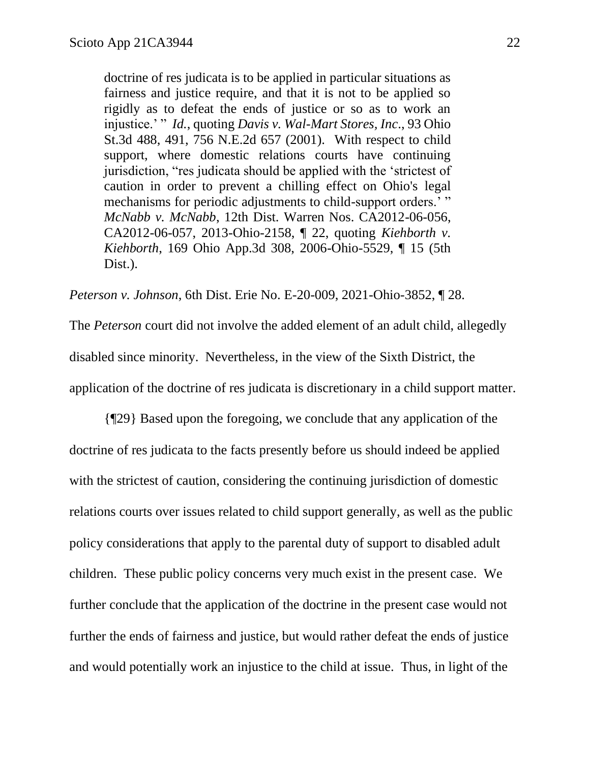> doctrine of res judicata is to be applied in particular situations as fairness and justice require, and that it is not to be applied so rigidly as to defeat the ends of justice or so as to work an injustice.' " *Id.*, quoting *Davis v. Wal-Mart Stores, Inc*., 93 Ohio St.3d 488, 491, 756 N.E.2d 657 (2001). With respect to child support, where domestic relations courts have continuing jurisdiction, "res judicata should be applied with the 'strictest of caution in order to prevent a chilling effect on Ohio's legal mechanisms for periodic adjustments to child-support orders.' " *McNabb v. McNabb*, 12th Dist. Warren Nos. CA2012-06-056, CA2012-06-057, 2013-Ohio-2158, ¶ 22, quoting *Kiehborth v. Kiehborth*, 169 Ohio App.3d 308, 2006-Ohio-5529, ¶ 15 (5th Dist.).

*Peterson v. Johnson*, 6th Dist. Erie No. E-20-009, 2021-Ohio-3852, ¶ 28.

The *Peterson* court did not involve the added element of an adult child, allegedly disabled since minority. Nevertheless, in the view of the Sixth District, the application of the doctrine of res judicata is discretionary in a child support matter.

{¶29} Based upon the foregoing, we conclude that any application of the doctrine of res judicata to the facts presently before us should indeed be applied with the strictest of caution, considering the continuing jurisdiction of domestic relations courts over issues related to child support generally, as well as the public policy considerations that apply to the parental duty of support to disabled adult children. These public policy concerns very much exist in the present case. We further conclude that the application of the doctrine in the present case would not further the ends of fairness and justice, but would rather defeat the ends of justice and would potentially work an injustice to the child at issue. Thus, in light of the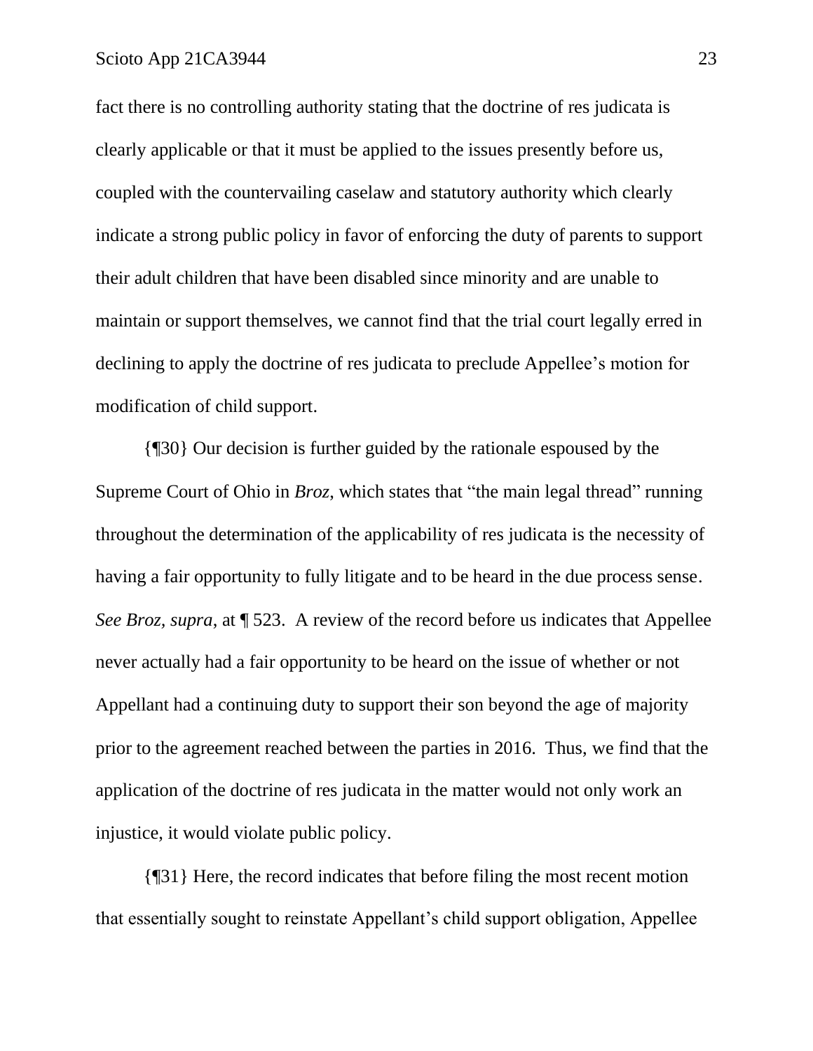fact there is no controlling authority stating that the doctrine of res judicata is clearly applicable or that it must be applied to the issues presently before us, coupled with the countervailing caselaw and statutory authority which clearly indicate a strong public policy in favor of enforcing the duty of parents to support their adult children that have been disabled since minority and are unable to maintain or support themselves, we cannot find that the trial court legally erred in declining to apply the doctrine of res judicata to preclude Appellee's motion for modification of child support.

{¶30} Our decision is further guided by the rationale espoused by the Supreme Court of Ohio in *Broz*, which states that "the main legal thread" running throughout the determination of the applicability of res judicata is the necessity of having a fair opportunity to fully litigate and to be heard in the due process sense. *See Broz, supra*, at ¶ 523. A review of the record before us indicates that Appellee never actually had a fair opportunity to be heard on the issue of whether or not Appellant had a continuing duty to support their son beyond the age of majority prior to the agreement reached between the parties in 2016. Thus, we find that the application of the doctrine of res judicata in the matter would not only work an injustice, it would violate public policy.

{¶31} Here, the record indicates that before filing the most recent motion that essentially sought to reinstate Appellant's child support obligation, Appellee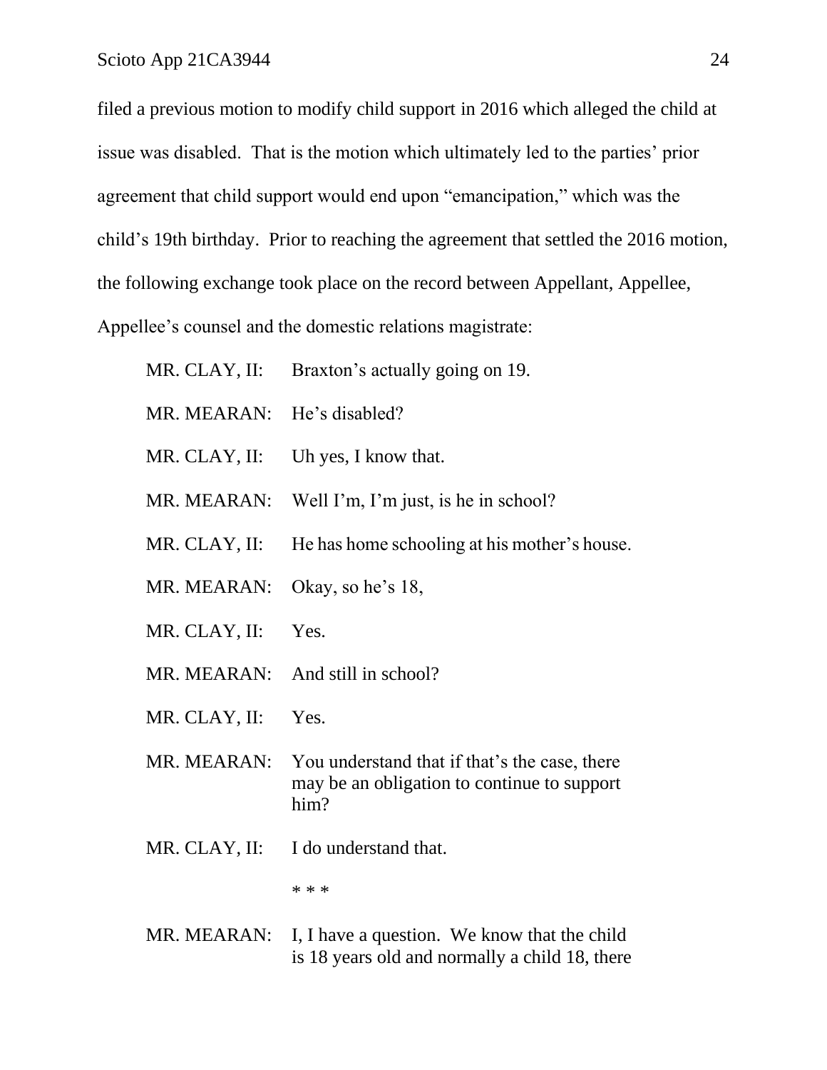filed a previous motion to modify child support in 2016 which alleged the child at issue was disabled. That is the motion which ultimately led to the parties' prior agreement that child support would end upon "emancipation," which was the child's 19th birthday. Prior to reaching the agreement that settled the 2016 motion, the following exchange took place on the record between Appellant, Appellee, Appellee's counsel and the domestic relations magistrate:

> MR. CLAY, II: Braxton's actually going on 19.
>
> MR. MEARAN: He's disabled?
>
> MR. CLAY, II: Uh yes, I know that.
>
> MR. MEARAN: Well I'm, I'm just, is he in school?
>
> MR. CLAY, II: He has home schooling at his mother's house.
>
> MR. MEARAN: Okay, so he's 18,
>
> MR. CLAY, II: Yes.
>
> MR. MEARAN: And still in school?
>
> MR. CLAY, II: Yes.
>
> MR. MEARAN: You understand that if that's the case, there may be an obligation to continue to support him?
>
> MR. CLAY, II: I do understand that.
>
> * * *
>
> MR. MEARAN: I, I have a question. We know that the child is 18 years old and normally a child 18, there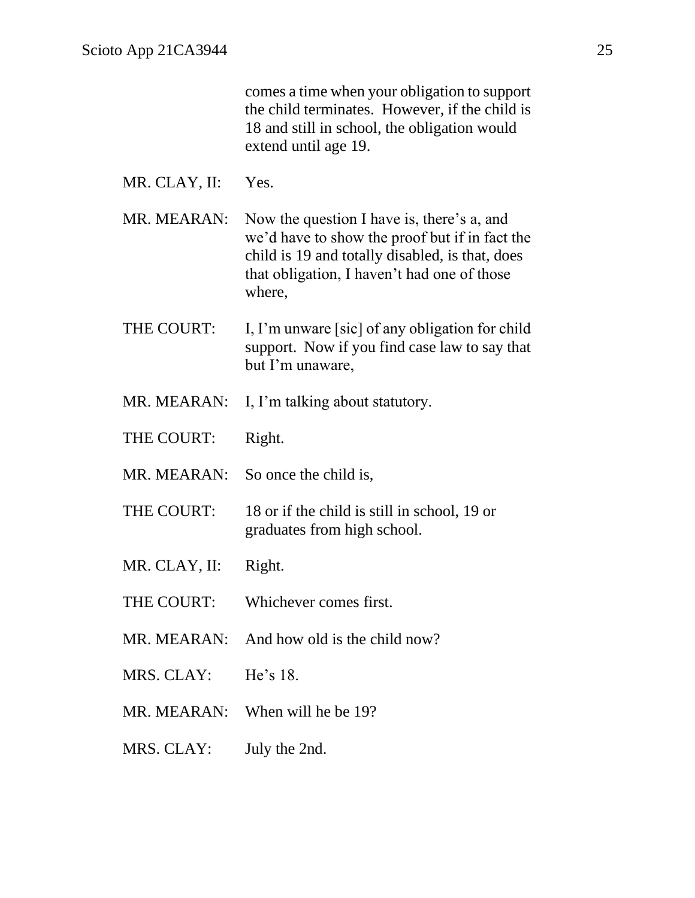comes a time when your obligation to support the child terminates. However, if the child is 18 and still in school, the obligation would extend until age 19.

MR. CLAY, II: Yes.

MR. MEARAN: Now the question I have is, there's a, and we'd have to show the proof but if in fact the child is 19 and totally disabled, is that, does that obligation, I haven't had one of those where,

THE COURT: I, I'm unware [sic] of any obligation for child support. Now if you find case law to say that but I'm unaware,

MR. MEARAN: I, I'm talking about statutory.

THE COURT: Right.

MR. MEARAN: So once the child is,

THE COURT: 18 or if the child is still in school, 19 or graduates from high school.

MR. CLAY, II: Right.

THE COURT: Whichever comes first.

MR. MEARAN: And how old is the child now?

MRS. CLAY: He's 18.

MR. MEARAN: When will he be 19?

MRS. CLAY: July the 2nd.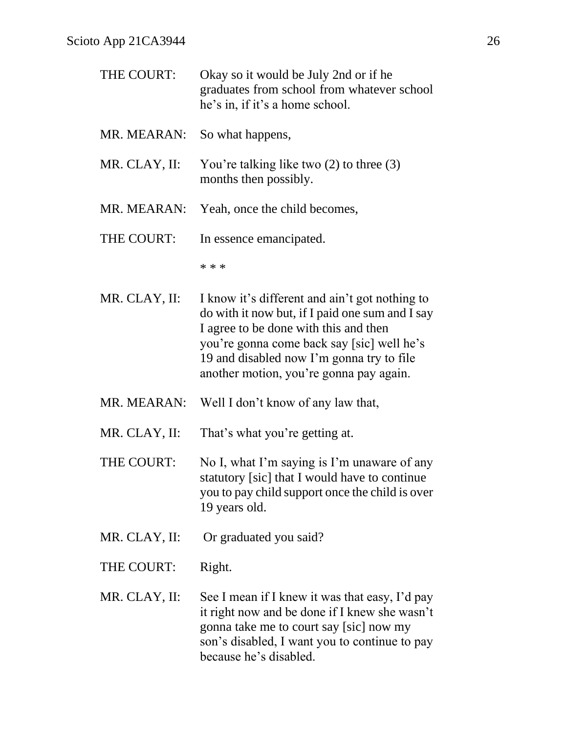THE COURT: Okay so it would be July 2nd or if he graduates from school from whatever school he's in, if it's a home school.

MR. MEARAN: So what happens,

MR. CLAY, II: You're talking like two (2) to three (3) months then possibly.

MR. MEARAN: Yeah, once the child becomes,

THE COURT: In essence emancipated.

* * *

MR. CLAY, II: I know it's different and ain't got nothing to do with it now but, if I paid one sum and I say I agree to be done with this and then you're gonna come back say [sic] well he's 19 and disabled now I'm gonna try to file another motion, you're gonna pay again.

MR. MEARAN: Well I don't know of any law that,

MR. CLAY, II: That's what you're getting at.

THE COURT: No I, what I'm saying is I'm unaware of any statutory [sic] that I would have to continue you to pay child support once the child is over 19 years old.

MR. CLAY, II: Or graduated you said?

THE COURT: Right.

MR. CLAY, II: See I mean if I knew it was that easy, I'd pay it right now and be done if I knew she wasn't gonna take me to court say [sic] now my son's disabled, I want you to continue to pay because he's disabled.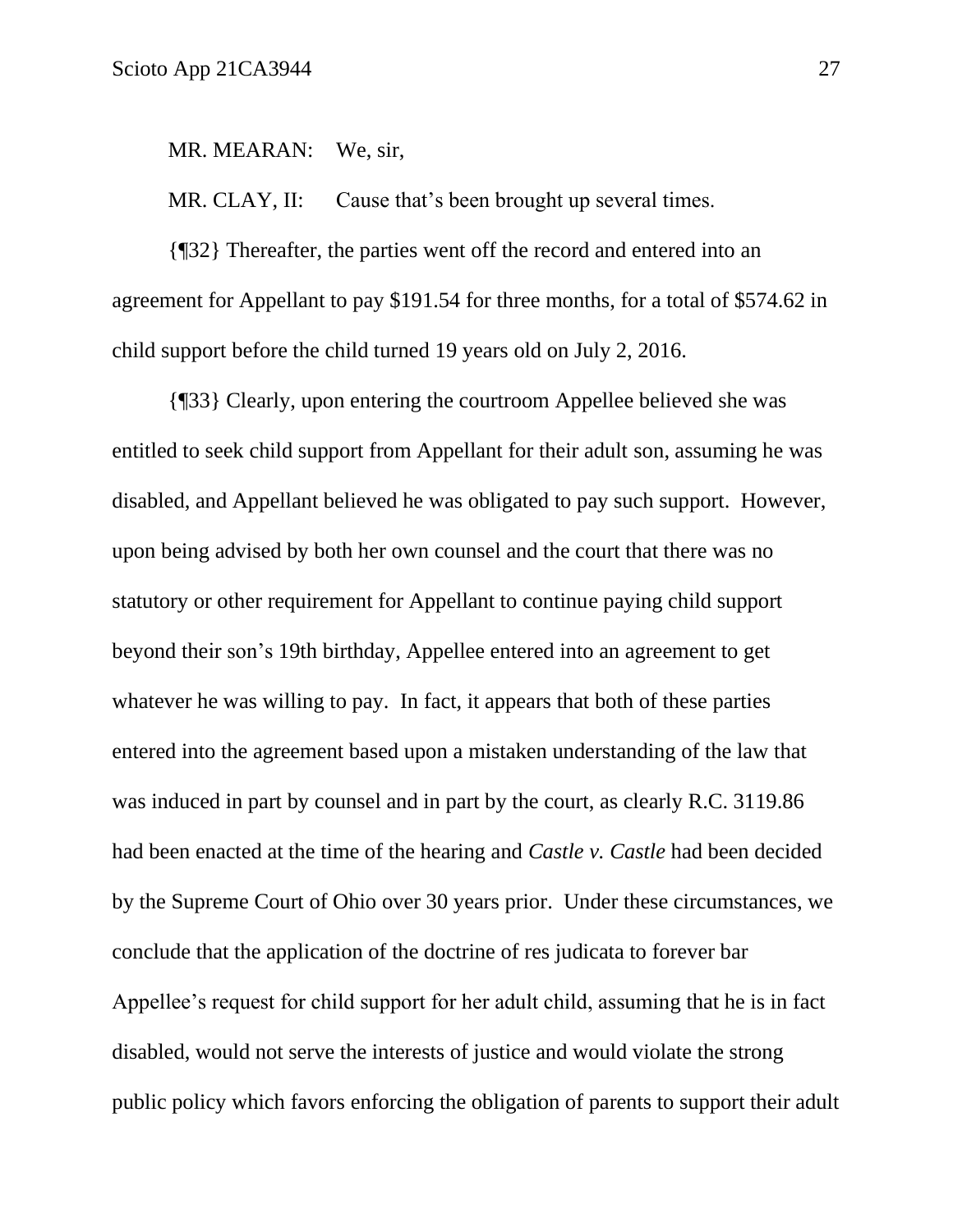MR. MEARAN: We, sir,

MR. CLAY, II: Cause that's been brought up several times.

{¶32} Thereafter, the parties went off the record and entered into an agreement for Appellant to pay $191.54 for three months, for a total of $574.62 in child support before the child turned 19 years old on July 2, 2016.

{¶33} Clearly, upon entering the courtroom Appellee believed she was entitled to seek child support from Appellant for their adult son, assuming he was disabled, and Appellant believed he was obligated to pay such support. However, upon being advised by both her own counsel and the court that there was no statutory or other requirement for Appellant to continue paying child support beyond their son's 19th birthday, Appellee entered into an agreement to get whatever he was willing to pay. In fact, it appears that both of these parties entered into the agreement based upon a mistaken understanding of the law that was induced in part by counsel and in part by the court, as clearly R.C. 3119.86 had been enacted at the time of the hearing and *Castle v. Castle* had been decided by the Supreme Court of Ohio over 30 years prior. Under these circumstances, we conclude that the application of the doctrine of res judicata to forever bar Appellee's request for child support for her adult child, assuming that he is in fact disabled, would not serve the interests of justice and would violate the strong public policy which favors enforcing the obligation of parents to support their adult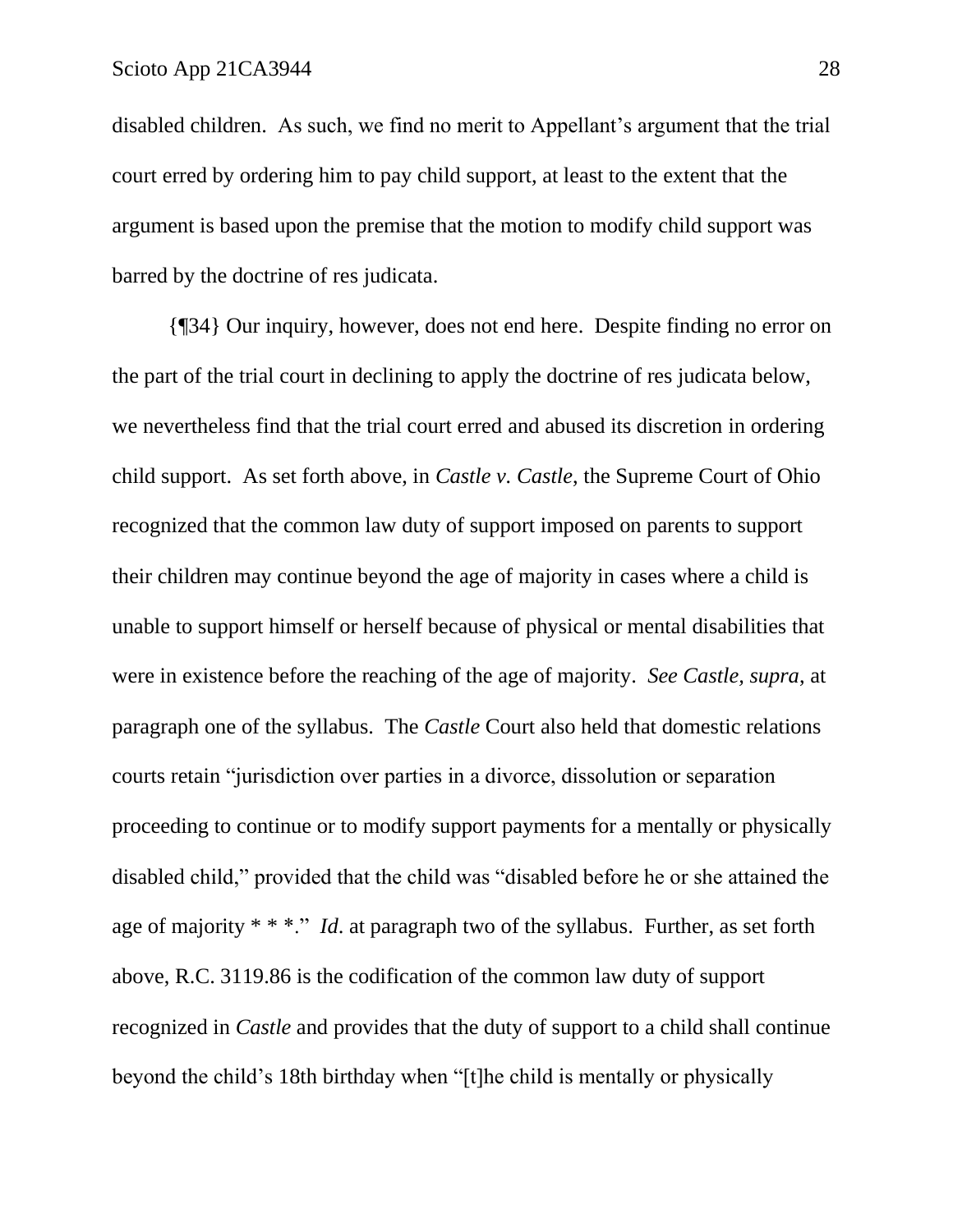disabled children. As such, we find no merit to Appellant's argument that the trial court erred by ordering him to pay child support, at least to the extent that the argument is based upon the premise that the motion to modify child support was barred by the doctrine of res judicata.

{¶34} Our inquiry, however, does not end here. Despite finding no error on the part of the trial court in declining to apply the doctrine of res judicata below, we nevertheless find that the trial court erred and abused its discretion in ordering child support. As set forth above, in *Castle v. Castle*, the Supreme Court of Ohio recognized that the common law duty of support imposed on parents to support their children may continue beyond the age of majority in cases where a child is unable to support himself or herself because of physical or mental disabilities that were in existence before the reaching of the age of majority. *See Castle, supra,* at paragraph one of the syllabus. The *Castle* Court also held that domestic relations courts retain "jurisdiction over parties in a divorce, dissolution or separation proceeding to continue or to modify support payments for a mentally or physically disabled child," provided that the child was "disabled before he or she attained the age of majority * * *." *Id*. at paragraph two of the syllabus. Further, as set forth above, R.C. 3119.86 is the codification of the common law duty of support recognized in *Castle* and provides that the duty of support to a child shall continue beyond the child's 18th birthday when "[t]he child is mentally or physically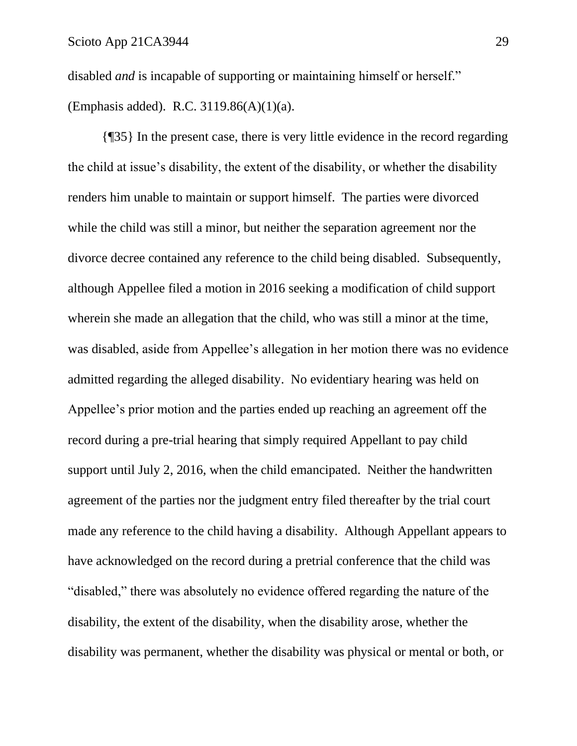disabled *and* is incapable of supporting or maintaining himself or herself." (Emphasis added). R.C. 3119.86(A)(1)(a).

{¶35} In the present case, there is very little evidence in the record regarding the child at issue's disability, the extent of the disability, or whether the disability renders him unable to maintain or support himself. The parties were divorced while the child was still a minor, but neither the separation agreement nor the divorce decree contained any reference to the child being disabled. Subsequently, although Appellee filed a motion in 2016 seeking a modification of child support wherein she made an allegation that the child, who was still a minor at the time, was disabled, aside from Appellee's allegation in her motion there was no evidence admitted regarding the alleged disability. No evidentiary hearing was held on Appellee's prior motion and the parties ended up reaching an agreement off the record during a pre-trial hearing that simply required Appellant to pay child support until July 2, 2016, when the child emancipated. Neither the handwritten agreement of the parties nor the judgment entry filed thereafter by the trial court made any reference to the child having a disability. Although Appellant appears to have acknowledged on the record during a pretrial conference that the child was "disabled," there was absolutely no evidence offered regarding the nature of the disability, the extent of the disability, when the disability arose, whether the disability was permanent, whether the disability was physical or mental or both, or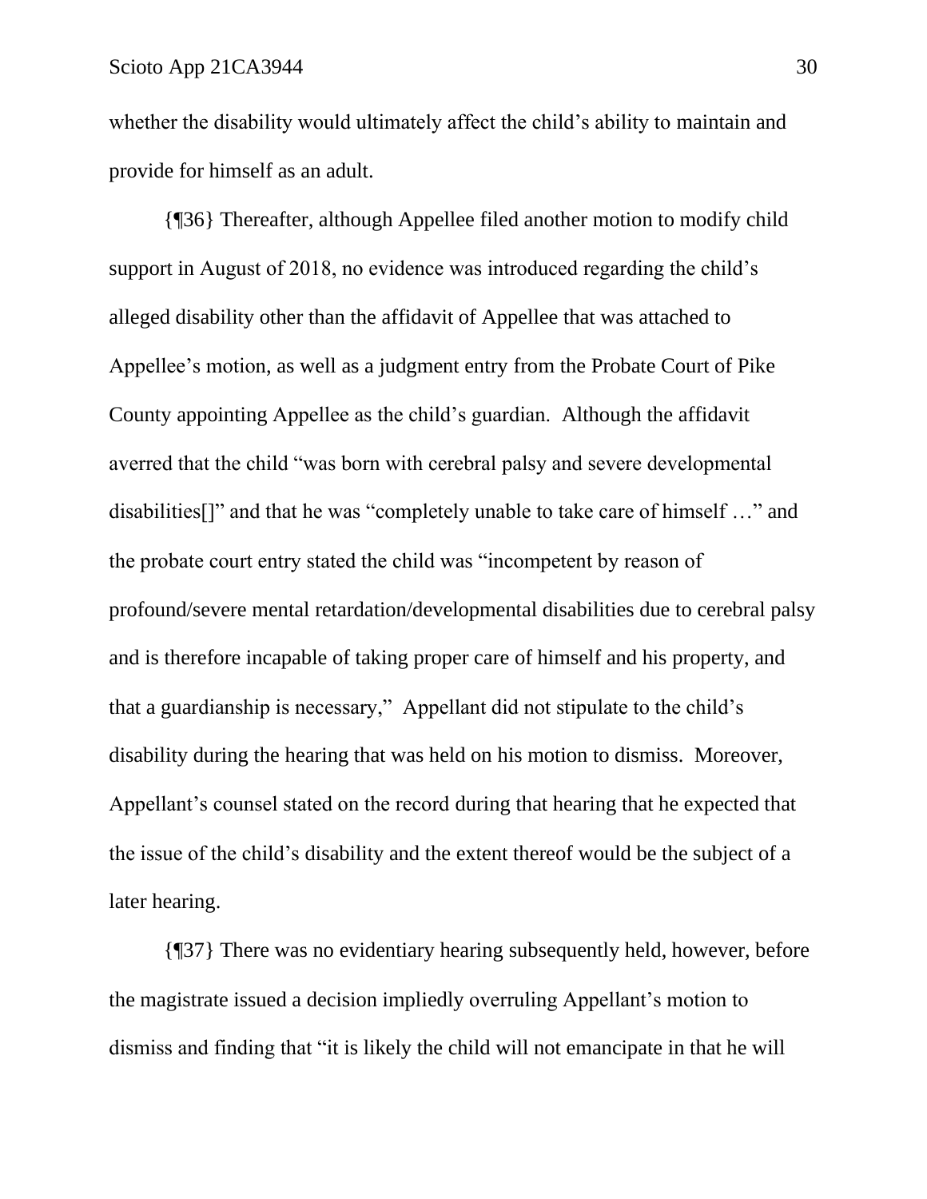whether the disability would ultimately affect the child's ability to maintain and provide for himself as an adult.

{¶36} Thereafter, although Appellee filed another motion to modify child support in August of 2018, no evidence was introduced regarding the child's alleged disability other than the affidavit of Appellee that was attached to Appellee's motion, as well as a judgment entry from the Probate Court of Pike County appointing Appellee as the child's guardian. Although the affidavit averred that the child "was born with cerebral palsy and severe developmental disabilities[]" and that he was "completely unable to take care of himself …" and the probate court entry stated the child was "incompetent by reason of profound/severe mental retardation/developmental disabilities due to cerebral palsy and is therefore incapable of taking proper care of himself and his property, and that a guardianship is necessary," Appellant did not stipulate to the child's disability during the hearing that was held on his motion to dismiss. Moreover, Appellant's counsel stated on the record during that hearing that he expected that the issue of the child's disability and the extent thereof would be the subject of a later hearing.

{¶37} There was no evidentiary hearing subsequently held, however, before the magistrate issued a decision impliedly overruling Appellant's motion to dismiss and finding that "it is likely the child will not emancipate in that he will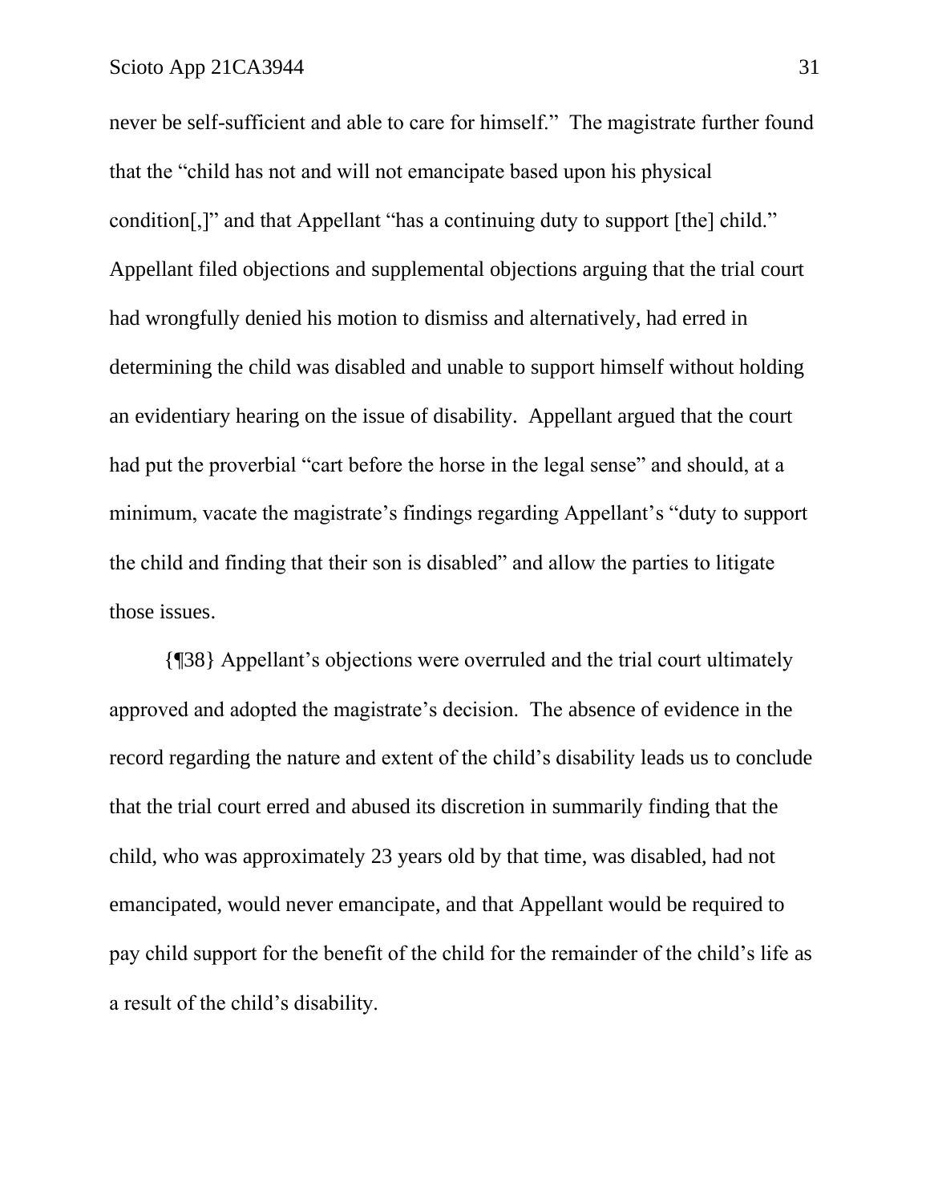never be self-sufficient and able to care for himself." The magistrate further found that the "child has not and will not emancipate based upon his physical condition[,]" and that Appellant "has a continuing duty to support [the] child." Appellant filed objections and supplemental objections arguing that the trial court had wrongfully denied his motion to dismiss and alternatively, had erred in determining the child was disabled and unable to support himself without holding an evidentiary hearing on the issue of disability. Appellant argued that the court had put the proverbial "cart before the horse in the legal sense" and should, at a minimum, vacate the magistrate's findings regarding Appellant's "duty to support the child and finding that their son is disabled" and allow the parties to litigate those issues.

{¶38} Appellant's objections were overruled and the trial court ultimately approved and adopted the magistrate's decision. The absence of evidence in the record regarding the nature and extent of the child's disability leads us to conclude that the trial court erred and abused its discretion in summarily finding that the child, who was approximately 23 years old by that time, was disabled, had not emancipated, would never emancipate, and that Appellant would be required to pay child support for the benefit of the child for the remainder of the child's life as a result of the child's disability.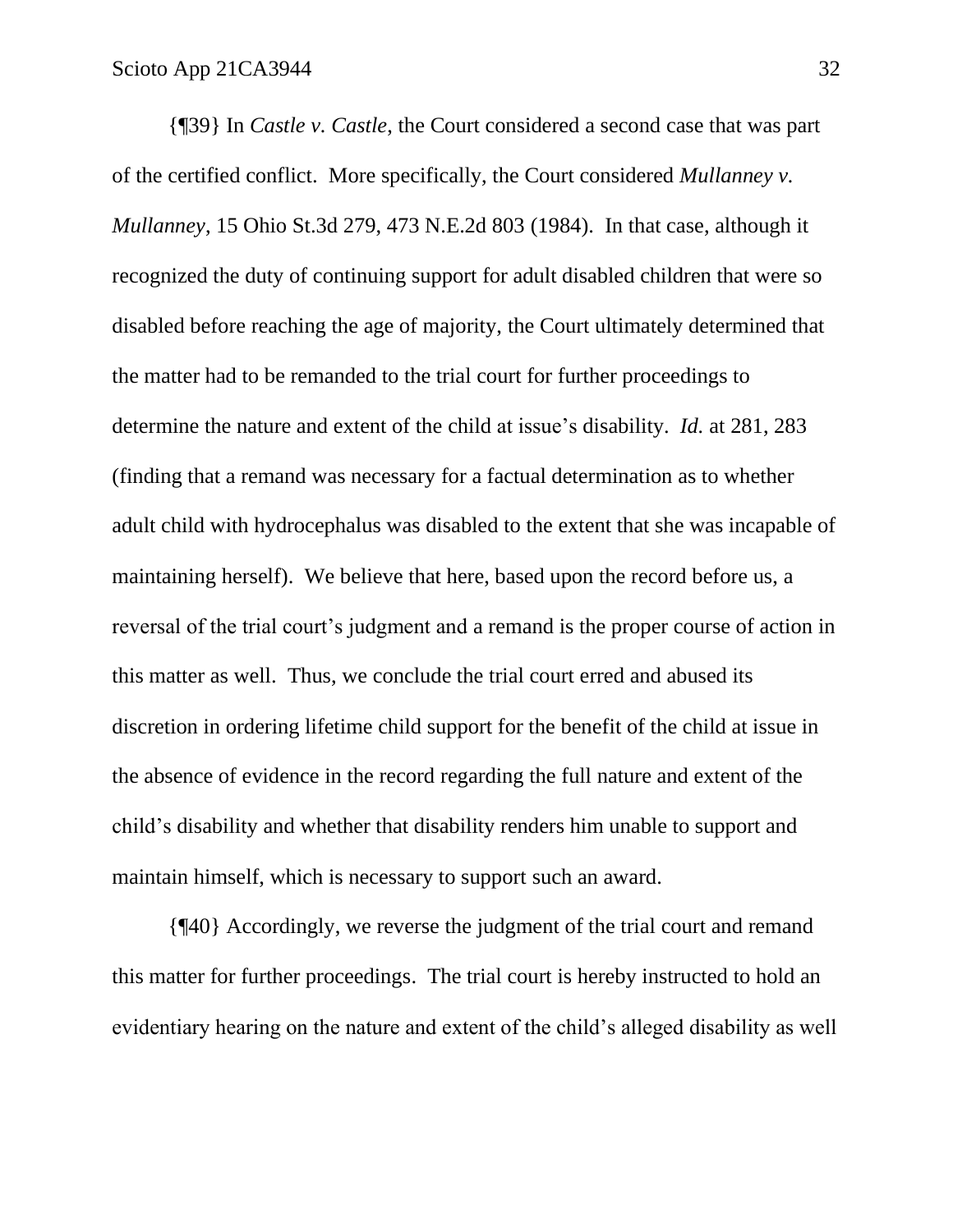{¶39} In *Castle v. Castle*, the Court considered a second case that was part of the certified conflict. More specifically, the Court considered *Mullanney v. Mullanney*, 15 Ohio St.3d 279, 473 N.E.2d 803 (1984). In that case, although it recognized the duty of continuing support for adult disabled children that were so disabled before reaching the age of majority, the Court ultimately determined that the matter had to be remanded to the trial court for further proceedings to determine the nature and extent of the child at issue's disability. *Id.* at 281, 283 (finding that a remand was necessary for a factual determination as to whether adult child with hydrocephalus was disabled to the extent that she was incapable of maintaining herself). We believe that here, based upon the record before us, a reversal of the trial court's judgment and a remand is the proper course of action in this matter as well. Thus, we conclude the trial court erred and abused its discretion in ordering lifetime child support for the benefit of the child at issue in the absence of evidence in the record regarding the full nature and extent of the child's disability and whether that disability renders him unable to support and maintain himself, which is necessary to support such an award.

{¶40} Accordingly, we reverse the judgment of the trial court and remand this matter for further proceedings. The trial court is hereby instructed to hold an evidentiary hearing on the nature and extent of the child's alleged disability as well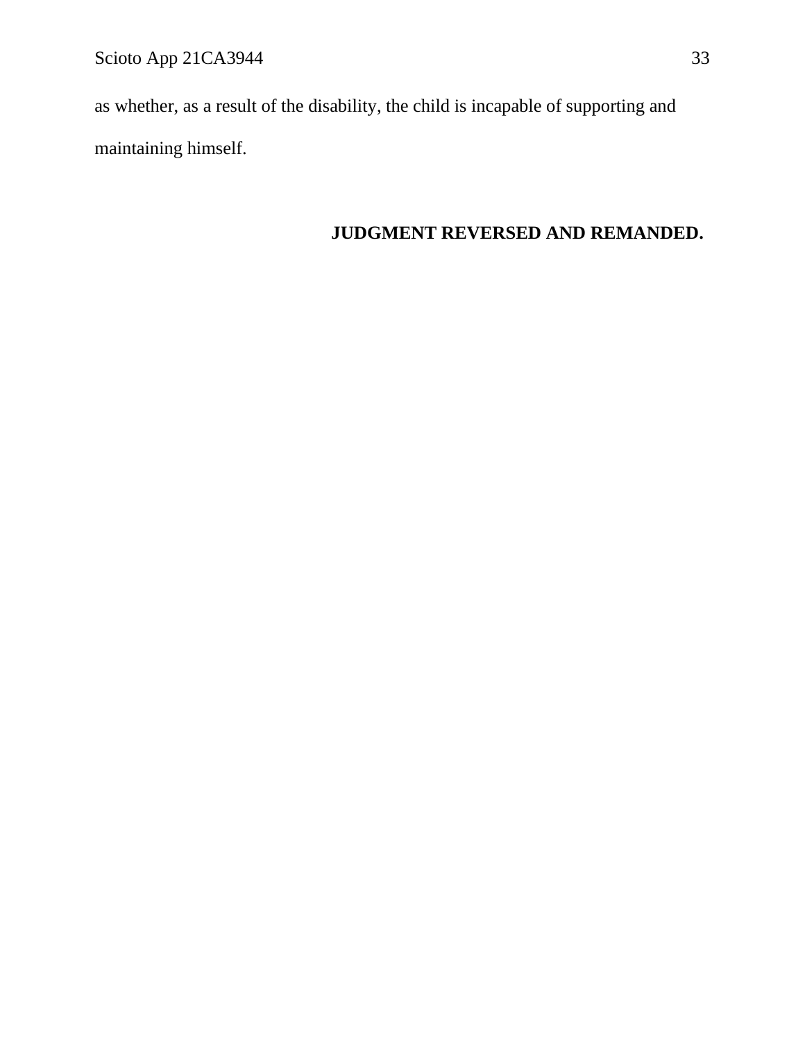as whether, as a result of the disability, the child is incapable of supporting and maintaining himself.

**JUDGMENT REVERSED AND REMANDED.**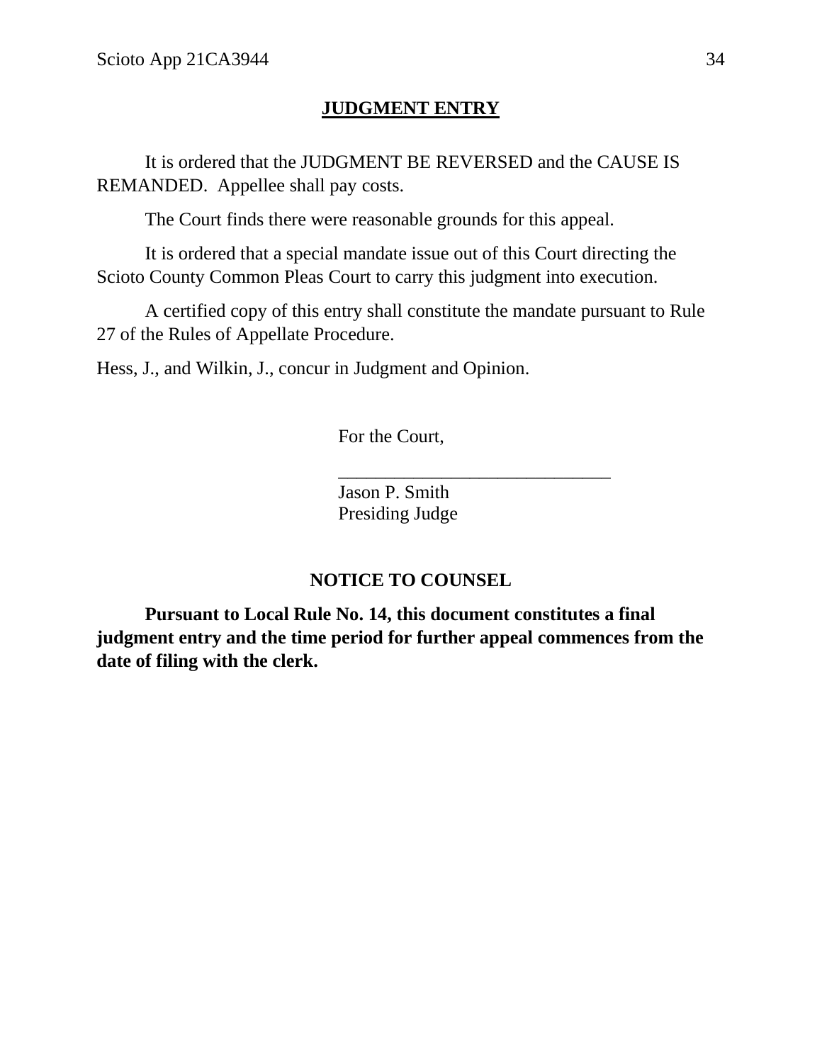## JUDGMENT ENTRY

It is ordered that the JUDGMENT BE REVERSED and the CAUSE IS REMANDED. Appellee shall pay costs.

The Court finds there were reasonable grounds for this appeal.

It is ordered that a special mandate issue out of this Court directing the Scioto County Common Pleas Court to carry this judgment into execution.

A certified copy of this entry shall constitute the mandate pursuant to Rule 27 of the Rules of Appellate Procedure.

Hess, J., and Wilkin, J., concur in Judgment and Opinion.

For the Court,

_____________________________
Jason P. Smith
Presiding Judge

**NOTICE TO COUNSEL**

**Pursuant to Local Rule No. 14, this document constitutes a final judgment entry and the time period for further appeal commences from the date of filing with the clerk.**